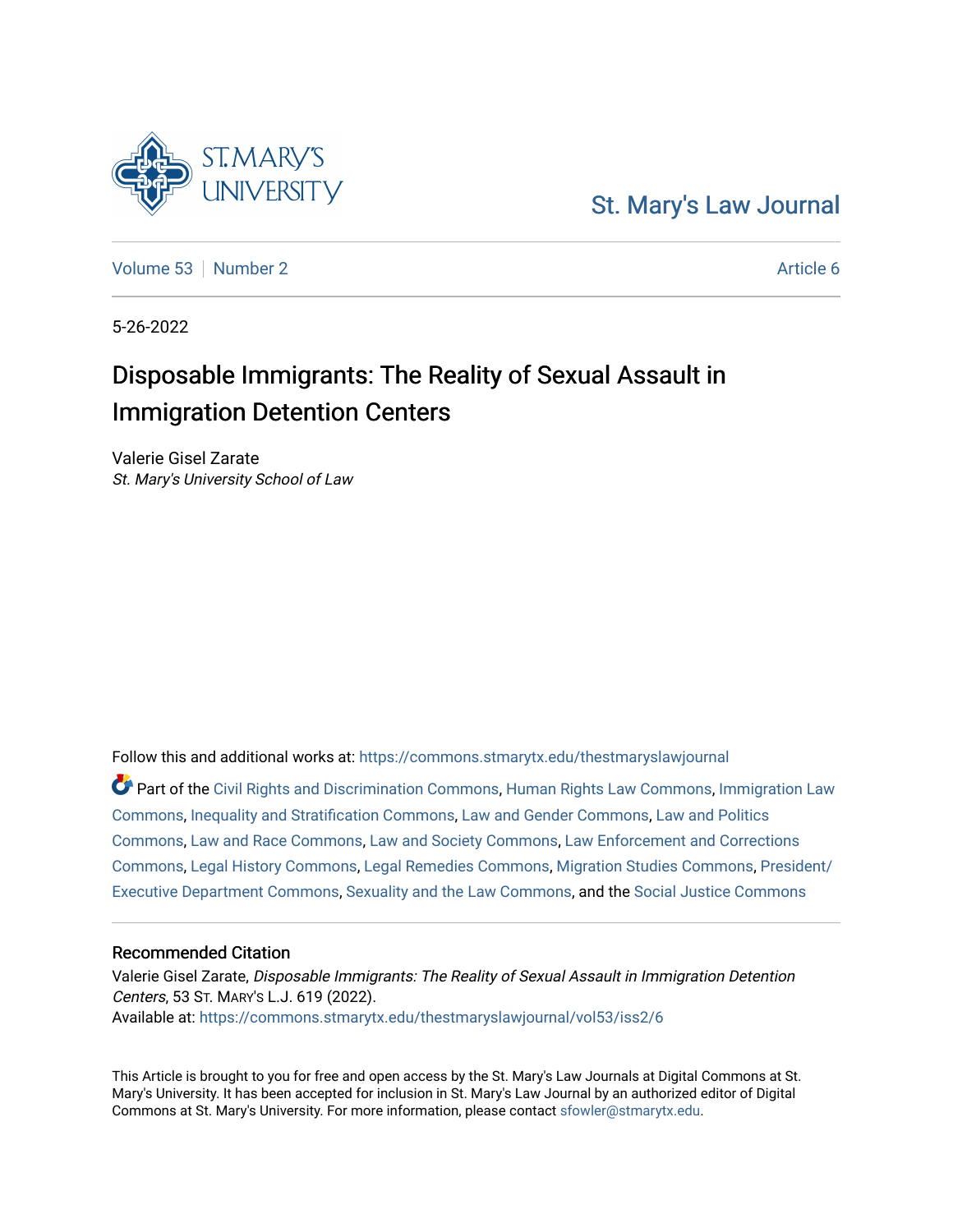St. Mary's Law Journal

Volume 53 | Number 2 | Article 6

5-26-2022

# Disposable Immigrants: The Reality of Sexual Assault in Immigration Detention Centers

Valerie Gisel Zarate
*St. Mary's University School of Law*

Follow this and additional works at: https://commons.stmarytx.edu/thestmaryslawjournal

Part of the Civil Rights and Discrimination Commons, Human Rights Law Commons, Immigration Law Commons, Inequality and Stratification Commons, Law and Gender Commons, Law and Politics Commons, Law and Race Commons, Law and Society Commons, Law Enforcement and Corrections Commons, Legal History Commons, Legal Remedies Commons, Migration Studies Commons, President/Executive Department Commons, Sexuality and the Law Commons, and the Social Justice Commons

## Recommended Citation

Valerie Gisel Zarate, *Disposable Immigrants: The Reality of Sexual Assault in Immigration Detention Centers*, 53 St. Mary's L.J. 619 (2022).
Available at: https://commons.stmarytx.edu/thestmaryslawjournal/vol53/iss2/6

This Article is brought to you for free and open access by the St. Mary's Law Journals at Digital Commons at St. Mary's University. It has been accepted for inclusion in St. Mary's Law Journal by an authorized editor of Digital Commons at St. Mary's University. For more information, please contact sfowler@stmarytx.edu.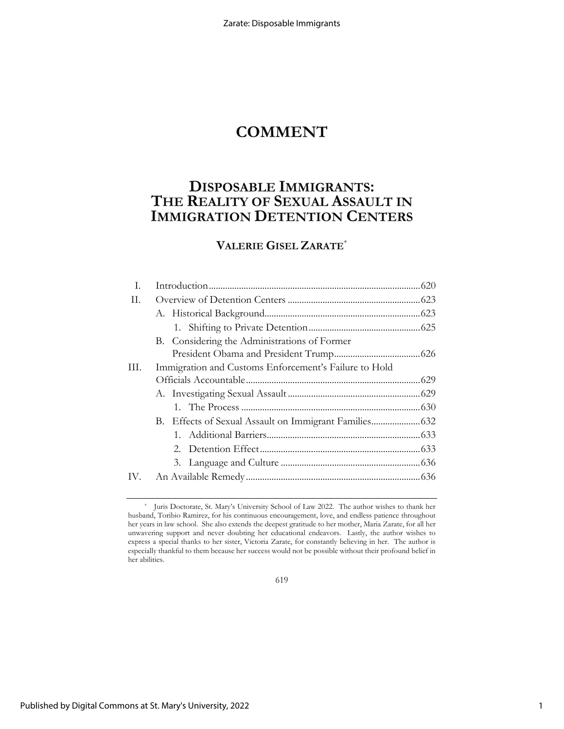# COMMENT

## DISPOSABLE IMMIGRANTS: THE REALITY OF SEXUAL ASSAULT IN IMMIGRATION DETENTION CENTERS

### VALERIE GISEL ZARATE*

| | | |
|---|---|---|
| I. | Introduction | 620 |
| II. | Overview of Detention Centers | 623 |
| | A. Historical Background | 623 |
| | 1. Shifting to Private Detention | 625 |
| | B. Considering the Administrations of Former President Obama and President Trump | 626 |
| III. | Immigration and Customs Enforcement's Failure to Hold Officials Accountable | 629 |
| | A. Investigating Sexual Assault | 629 |
| | 1. The Process | 630 |
| | B. Effects of Sexual Assault on Immigrant Families | 632 |
| | 1. Additional Barriers | 633 |
| | 2. Detention Effect | 633 |
| | 3. Language and Culture | 636 |
| IV. | An Available Remedy | 636 |

---

\* Juris Doctorate, St. Mary's University School of Law 2022. The author wishes to thank her husband, Toribio Ramirez, for his continuous encouragement, love, and endless patience throughout her years in law school. She also extends the deepest gratitude to her mother, Maria Zarate, for all her unwavering support and never doubting her educational endeavors. Lastly, the author wishes to express a special thanks to her sister, Victoria Zarate, for constantly believing in her. The author is especially thankful to them because her success would not be possible without their profound belief in her abilities.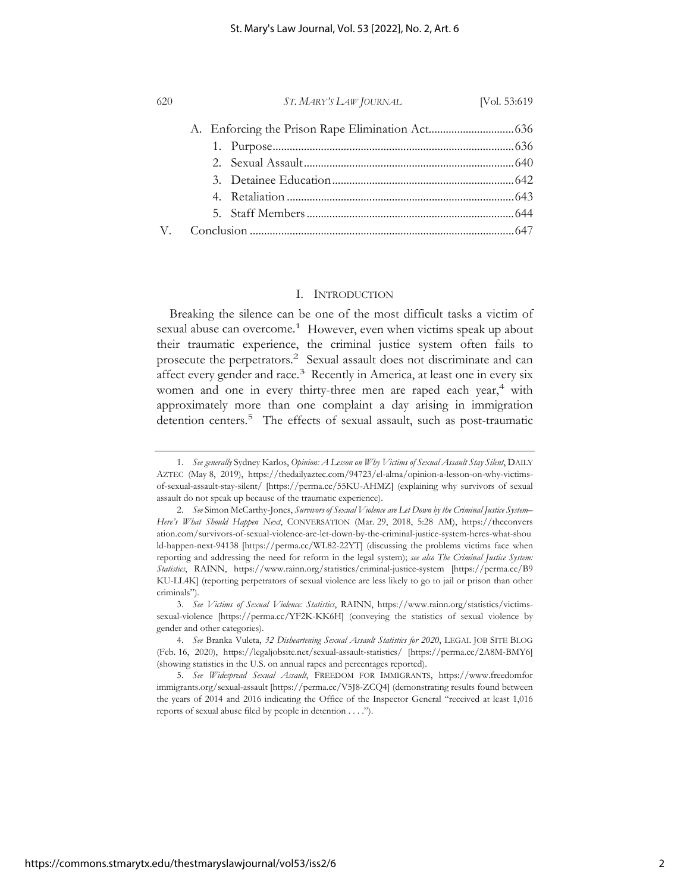A. Enforcing the Prison Rape Elimination Act .............................. 636

1. Purpose .................................................................................... 636

2. Sexual Assault .......................................................................... 640

3. Detainee Education ................................................................ 642

4. Retaliation ................................................................................ 643

5. Staff Members ......................................................................... 644

V. Conclusion ............................................................................................ 647

## I. INTRODUCTION

Breaking the silence can be one of the most difficult tasks a victim of sexual abuse can overcome.[1] However, even when victims speak up about their traumatic experience, the criminal justice system often fails to prosecute the perpetrators.[2] Sexual assault does not discriminate and can affect every gender and race.[3] Recently in America, at least one in every six women and one in every thirty-three men are raped each year,[4] with approximately more than one complaint a day arising in immigration detention centers.[5] The effects of sexual assault, such as post-traumatic

---

1. *See generally* Sydney Karlos, *Opinion: A Lesson on Why Victims of Sexual Assault Stay Silent*, DAILY AZTEC (May 8, 2019), https://thedailyaztec.com/94723/el-alma/opinion-a-lesson-on-why-victims-of-sexual-assault-stay-silent/ [https://perma.cc/55KU-AHMZ] (explaining why survivors of sexual assault do not speak up because of the traumatic experience).

2. *See* Simon McCarthy-Jones, *Survivors of Sexual Violence are Let Down by the Criminal Justice System–Here's What Should Happen Next*, CONVERSATION (Mar. 29, 2018, 5:28 AM), https://theconversation.com/survivors-of-sexual-violence-are-let-down-by-the-criminal-justice-system-heres-what-should-happen-next-94138 [https://perma.cc/WL82-22YT] (discussing the problems victims face when reporting and addressing the need for reform in the legal system); *see also The Criminal Justice System: Statistics*, RAINN, https://www.rainn.org/statistics/criminal-justice-system [https://perma.cc/B9KU-LL4K] (reporting perpetrators of sexual violence are less likely to go to jail or prison than other criminals").

3. *See Victims of Sexual Violence: Statistics*, RAINN, https://www.rainn.org/statistics/victims-sexual-violence [https://perma.cc/YF2K-KK6H] (conveying the statistics of sexual violence by gender and other categories).

4. *See* Branka Vuleta, *32 Disheartening Sexual Assault Statistics for 2020*, LEGAL JOB SITE BLOG (Feb. 16, 2020), https://legaljobsite.net/sexual-assault-statistics/ [https://perma.cc/2A8M-BMY6] (showing statistics in the U.S. on annual rapes and percentages reported).

5. *See Widespread Sexual Assault*, FREEDOM FOR IMMIGRANTS, https://www.freedomforimmigrants.org/sexual-assault [https://perma.cc/V5J8-ZCQ4] (demonstrating results found between the years of 2014 and 2016 indicating the Office of the Inspector General "received at least 1,016 reports of sexual abuse filed by people in detention . . . .").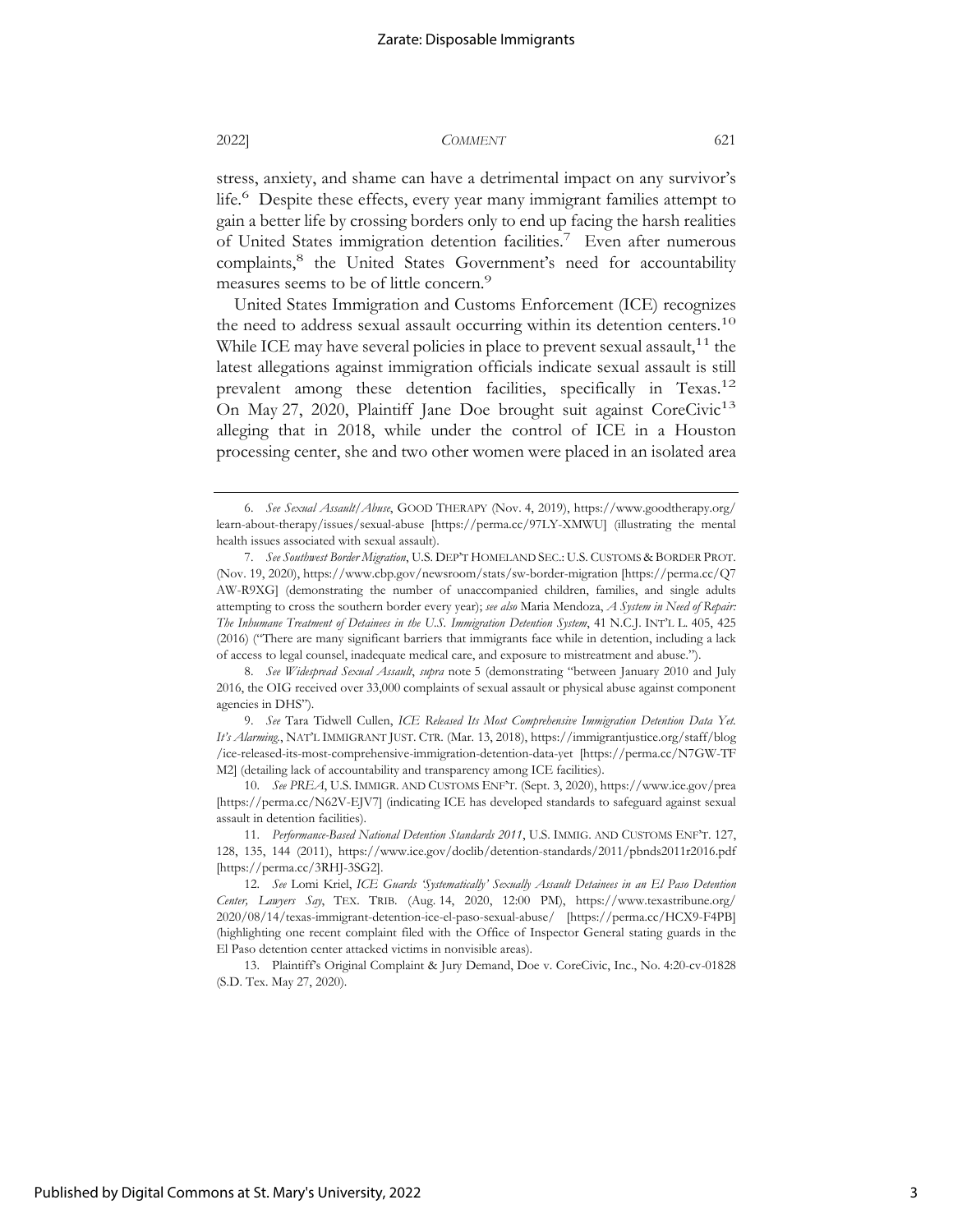stress, anxiety, and shame can have a detrimental impact on any survivor's life.[6] Despite these effects, every year many immigrant families attempt to gain a better life by crossing borders only to end up facing the harsh realities of United States immigration detention facilities.[7] Even after numerous complaints,[8] the United States Government's need for accountability measures seems to be of little concern.[9]

United States Immigration and Customs Enforcement (ICE) recognizes the need to address sexual assault occurring within its detention centers.[10] While ICE may have several policies in place to prevent sexual assault,[11] the latest allegations against immigration officials indicate sexual assault is still prevalent among these detention facilities, specifically in Texas.[12] On May 27, 2020, Plaintiff Jane Doe brought suit against CoreCivic[13] alleging that in 2018, while under the control of ICE in a Houston processing center, she and two other women were placed in an isolated area

---

6. *See Sexual Assault/Abuse*, GOOD THERAPY (Nov. 4, 2019), https://www.goodtherapy.org/learn-about-therapy/issues/sexual-abuse [https://perma.cc/97LY-XMWU] (illustrating the mental health issues associated with sexual assault).

7. *See Southwest Border Migration*, U.S. DEP'T HOMELAND SEC.: U.S. CUSTOMS & BORDER PROT. (Nov. 19, 2020), https://www.cbp.gov/newsroom/stats/sw-border-migration [https://perma.cc/Q7AW-R9XG] (demonstrating the number of unaccompanied children, families, and single adults attempting to cross the southern border every year); *see also* Maria Mendoza, *A System in Need of Repair: The Inhumane Treatment of Detainees in the U.S. Immigration Detention System*, 41 N.C.J. INT'L L. 405, 425 (2016) ("There are many significant barriers that immigrants face while in detention, including a lack of access to legal counsel, inadequate medical care, and exposure to mistreatment and abuse.").

8. *See Widespread Sexual Assault*, *supra* note 5 (demonstrating "between January 2010 and July 2016, the OIG received over 33,000 complaints of sexual assault or physical abuse against component agencies in DHS").

9. *See* Tara Tidwell Cullen, *ICE Released Its Most Comprehensive Immigration Detention Data Yet. It's Alarming.*, NAT'L IMMIGRANT JUST. CTR. (Mar. 13, 2018), https://immigrantjustice.org/staff/blog/ice-released-its-most-comprehensive-immigration-detention-data-yet [https://perma.cc/N7GW-TFM2] (detailing lack of accountability and transparency among ICE facilities).

10. *See PREA*, U.S. IMMIGR. AND CUSTOMS ENF'T. (Sept. 3, 2020), https://www.ice.gov/prea [https://perma.cc/N62V-EJV7] (indicating ICE has developed standards to safeguard against sexual assault in detention facilities).

11. *Performance-Based National Detention Standards 2011*, U.S. IMMIG. AND CUSTOMS ENF'T. 127, 128, 135, 144 (2011), https://www.ice.gov/doclib/detention-standards/2011/pbnds2011r2016.pdf [https://perma.cc/3RHJ-3SG2].

12. *See* Lomi Kriel, *ICE Guards 'Systematically' Sexually Assault Detainees in an El Paso Detention Center, Lawyers Say*, TEX. TRIB. (Aug. 14, 2020, 12:00 PM), https://www.texastribune.org/2020/08/14/texas-immigrant-detention-ice-el-paso-sexual-abuse/ [https://perma.cc/HCX9-F4PB] (highlighting one recent complaint filed with the Office of Inspector General stating guards in the El Paso detention center attacked victims in nonvisible areas).

13. Plaintiff's Original Complaint & Jury Demand, Doe v. CoreCivic, Inc., No. 4:20-cv-01828 (S.D. Tex. May 27, 2020).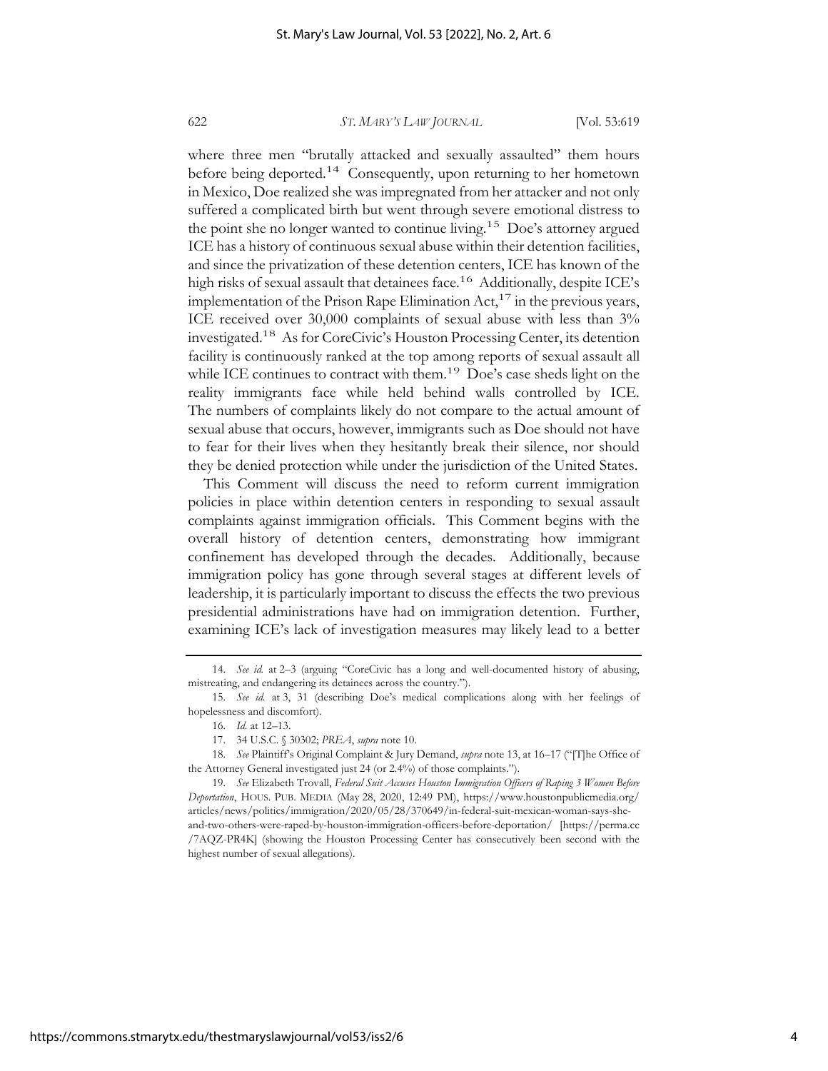where three men "brutally attacked and sexually assaulted" them hours before being deported.[14] Consequently, upon returning to her hometown in Mexico, Doe realized she was impregnated from her attacker and not only suffered a complicated birth but went through severe emotional distress to the point she no longer wanted to continue living.[15] Doe's attorney argued ICE has a history of continuous sexual abuse within their detention facilities, and since the privatization of these detention centers, ICE has known of the high risks of sexual assault that detainees face.[16] Additionally, despite ICE's implementation of the Prison Rape Elimination Act,[17] in the previous years, ICE received over 30,000 complaints of sexual abuse with less than 3% investigated.[18] As for CoreCivic's Houston Processing Center, its detention facility is continuously ranked at the top among reports of sexual assault all while ICE continues to contract with them.[19] Doe's case sheds light on the reality immigrants face while held behind walls controlled by ICE. The numbers of complaints likely do not compare to the actual amount of sexual abuse that occurs, however, immigrants such as Doe should not have to fear for their lives when they hesitantly break their silence, nor should they be denied protection while under the jurisdiction of the United States.

This Comment will discuss the need to reform current immigration policies in place within detention centers in responding to sexual assault complaints against immigration officials. This Comment begins with the overall history of detention centers, demonstrating how immigrant confinement has developed through the decades. Additionally, because immigration policy has gone through several stages at different levels of leadership, it is particularly important to discuss the effects the two previous presidential administrations have had on immigration detention. Further, examining ICE's lack of investigation measures may likely lead to a better

---

14. *See id.* at 2–3 (arguing "CoreCivic has a long and well-documented history of abusing, mistreating, and endangering its detainees across the country.").

15. *See id.* at 3, 31 (describing Doe's medical complications along with her feelings of hopelessness and discomfort).

16. *Id.* at 12–13.

17. 34 U.S.C. § 30302; *PREA*, *supra* note 10.

18. *See* Plaintiff's Original Complaint & Jury Demand, *supra* note 13, at 16–17 ("[T]he Office of the Attorney General investigated just 24 (or 2.4%) of those complaints.").

19. *See* Elizabeth Trovall, *Federal Suit Accuses Houston Immigration Officers of Raping 3 Women Before Deportation*, HOUS. PUB. MEDIA (May 28, 2020, 12:49 PM), https://www.houstonpublicmedia.org/articles/news/politics/immigration/2020/05/28/370649/in-federal-suit-mexican-woman-says-she-and-two-others-were-raped-by-houston-immigration-officers-before-deportation/ [https://perma.cc/7AQZ-PR4K] (showing the Houston Processing Center has consecutively been second with the highest number of sexual allegations).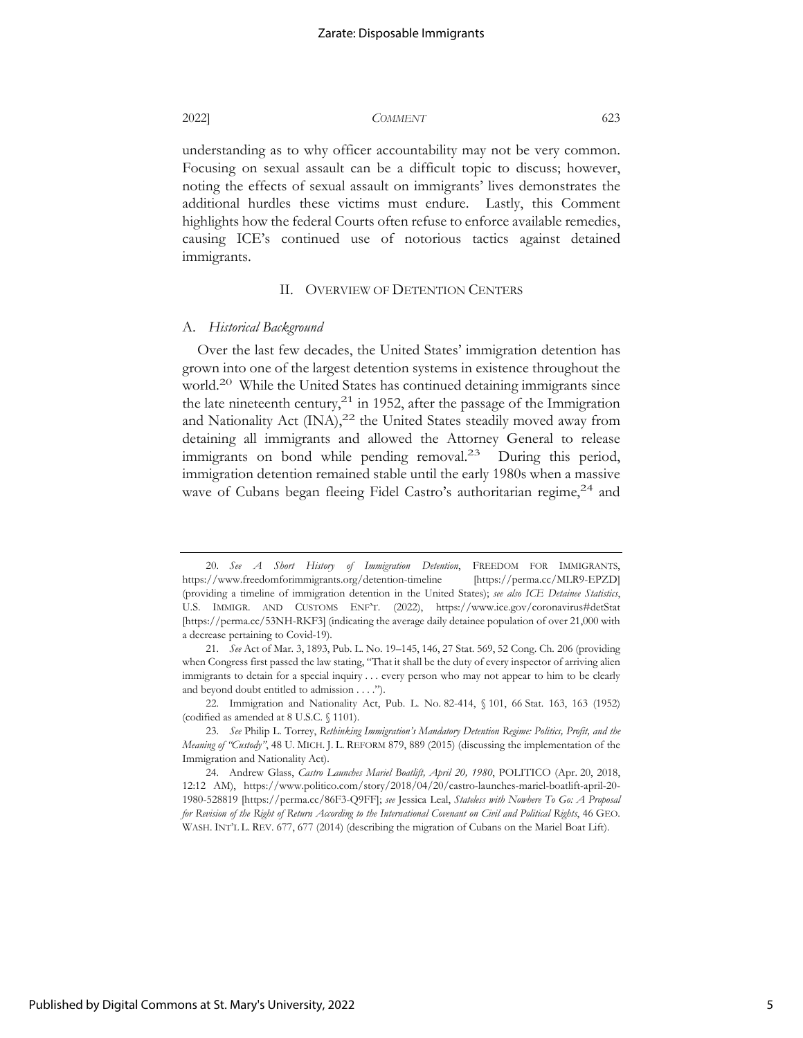understanding as to why officer accountability may not be very common. Focusing on sexual assault can be a difficult topic to discuss; however, noting the effects of sexual assault on immigrants' lives demonstrates the additional hurdles these victims must endure. Lastly, this Comment highlights how the federal Courts often refuse to enforce available remedies, causing ICE's continued use of notorious tactics against detained immigrants.

## II. OVERVIEW OF DETENTION CENTERS

### A. *Historical Background*

Over the last few decades, the United States' immigration detention has grown into one of the largest detention systems in existence throughout the world.[20] While the United States has continued detaining immigrants since the late nineteenth century,[21] in 1952, after the passage of the Immigration and Nationality Act (INA),[22] the United States steadily moved away from detaining all immigrants and allowed the Attorney General to release immigrants on bond while pending removal.[23] During this period, immigration detention remained stable until the early 1980s when a massive wave of Cubans began fleeing Fidel Castro's authoritarian regime,[24] and

---

20. *See A Short History of Immigration Detention*, FREEDOM FOR IMMIGRANTS, https://www.freedomforimmigrants.org/detention-timeline [https://perma.cc/MLR9-EPZD] (providing a timeline of immigration detention in the United States); *see also ICE Detainee Statistics*, U.S. IMMIGR. AND CUSTOMS ENF'T. (2022), https://www.ice.gov/coronavirus#detStat [https://perma.cc/53NH-RKF3] (indicating the average daily detainee population of over 21,000 with a decrease pertaining to Covid-19).

21. *See* Act of Mar. 3, 1893, Pub. L. No. 19–145, 146, 27 Stat. 569, 52 Cong. Ch. 206 (providing when Congress first passed the law stating, "That it shall be the duty of every inspector of arriving alien immigrants to detain for a special inquiry . . . every person who may not appear to him to be clearly and beyond doubt entitled to admission . . . .").

22. Immigration and Nationality Act, Pub. L. No. 82-414, § 101, 66 Stat. 163, 163 (1952) (codified as amended at 8 U.S.C. § 1101).

23. *See* Philip L. Torrey, *Rethinking Immigration's Mandatory Detention Regime: Politics, Profit, and the Meaning of "Custody"*, 48 U. MICH. J. L. REFORM 879, 889 (2015) (discussing the implementation of the Immigration and Nationality Act).

24. Andrew Glass, *Castro Launches Mariel Boatlift, April 20, 1980*, POLITICO (Apr. 20, 2018, 12:12 AM), https://www.politico.com/story/2018/04/20/castro-launches-mariel-boatlift-april-20-1980-528819 [https://perma.cc/86F3-Q9FF]; *see* Jessica Leal, *Stateless with Nowhere To Go: A Proposal for Revision of the Right of Return According to the International Covenant on Civil and Political Rights*, 46 GEO. WASH. INT'L L. REV. 677, 677 (2014) (describing the migration of Cubans on the Mariel Boat Lift).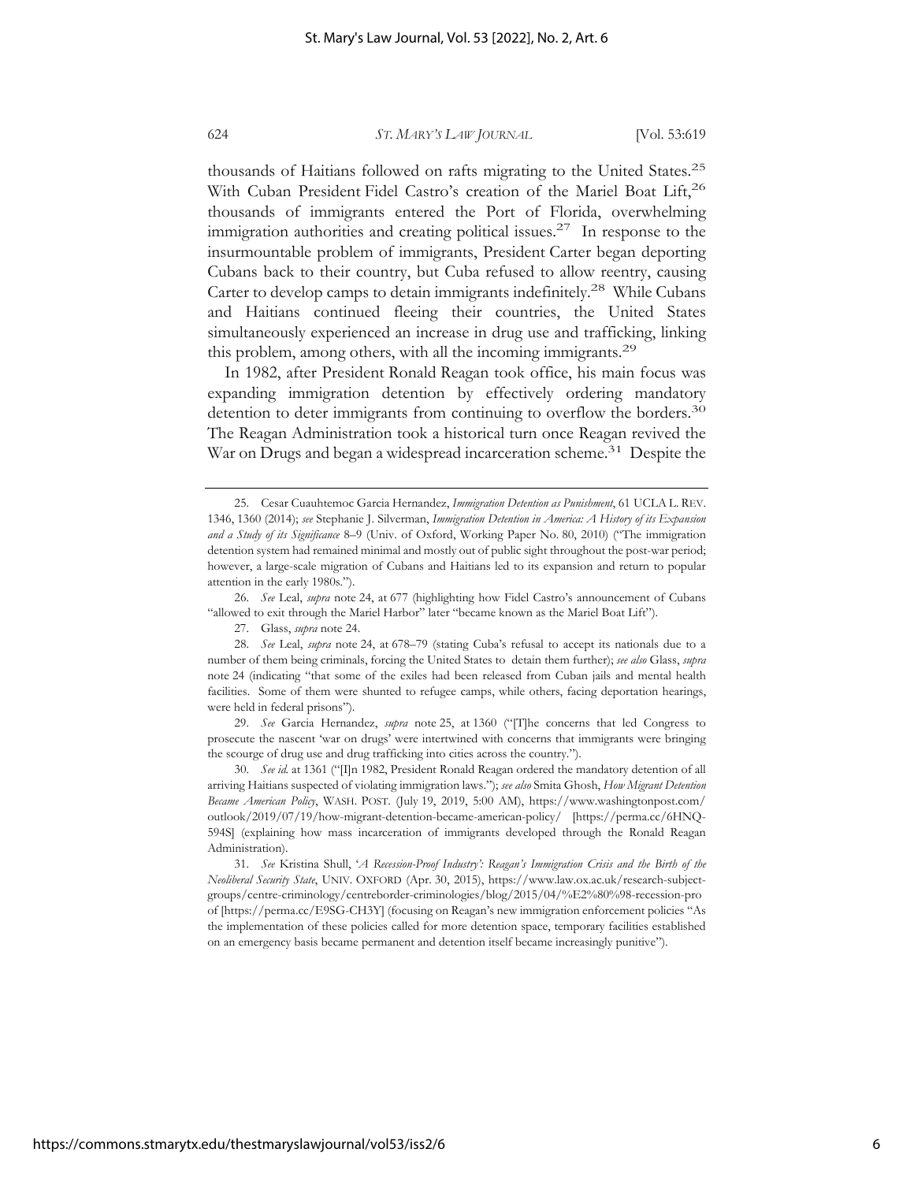thousands of Haitians followed on rafts migrating to the United States.[25] With Cuban President Fidel Castro's creation of the Mariel Boat Lift,[26] thousands of immigrants entered the Port of Florida, overwhelming immigration authorities and creating political issues.[27] In response to the insurmountable problem of immigrants, President Carter began deporting Cubans back to their country, but Cuba refused to allow reentry, causing Carter to develop camps to detain immigrants indefinitely.[28] While Cubans and Haitians continued fleeing their countries, the United States simultaneously experienced an increase in drug use and trafficking, linking this problem, among others, with all the incoming immigrants.[29]

In 1982, after President Ronald Reagan took office, his main focus was expanding immigration detention by effectively ordering mandatory detention to deter immigrants from continuing to overflow the borders.[30] The Reagan Administration took a historical turn once Reagan revived the War on Drugs and began a widespread incarceration scheme.[31] Despite the

---

25. Cesar Cuauhtemoc Garcia Hernandez, *Immigration Detention as Punishment*, 61 UCLA L. REV. 1346, 1360 (2014); *see* Stephanie J. Silverman, *Immigration Detention in America: A History of its Expansion and a Study of its Significance* 8–9 (Univ. of Oxford, Working Paper No. 80, 2010) ("The immigration detention system had remained minimal and mostly out of public sight throughout the post-war period; however, a large-scale migration of Cubans and Haitians led to its expansion and return to popular attention in the early 1980s.").

26. *See* Leal, *supra* note 24, at 677 (highlighting how Fidel Castro's announcement of Cubans "allowed to exit through the Mariel Harbor" later "became known as the Mariel Boat Lift").

27. Glass, *supra* note 24.

28. *See* Leal, *supra* note 24, at 678–79 (stating Cuba's refusal to accept its nationals due to a number of them being criminals, forcing the United States to detain them further); *see also* Glass, *supra* note 24 (indicating "that some of the exiles had been released from Cuban jails and mental health facilities. Some of them were shunted to refugee camps, while others, facing deportation hearings, were held in federal prisons").

29. *See* Garcia Hernandez, *supra* note 25, at 1360 ("[T]he concerns that led Congress to prosecute the nascent 'war on drugs' were intertwined with concerns that immigrants were bringing the scourge of drug use and drug trafficking into cities across the country.").

30. *See id.* at 1361 ("[I]n 1982, President Ronald Reagan ordered the mandatory detention of all arriving Haitians suspected of violating immigration laws."); *see also* Smita Ghosh, *How Migrant Detention Became American Policy*, WASH. POST. (July 19, 2019, 5:00 AM), https://www.washingtonpost.com/outlook/2019/07/19/how-migrant-detention-became-american-policy/ [https://perma.cc/6HNQ-594S] (explaining how mass incarceration of immigrants developed through the Ronald Reagan Administration).

31. *See* Kristina Shull, '*A Recession-Proof Industry': Reagan's Immigration Crisis and the Birth of the Neoliberal Security State*, UNIV. OXFORD (Apr. 30, 2015), https://www.law.ox.ac.uk/research-subject-groups/centre-criminology/centreborder-criminologies/blog/2015/04/%E2%80%98-recession-proof [https://perma.cc/E9SG-CH3Y] (focusing on Reagan's new immigration enforcement policies "As the implementation of these policies called for more detention space, temporary facilities established on an emergency basis became permanent and detention itself became increasingly punitive").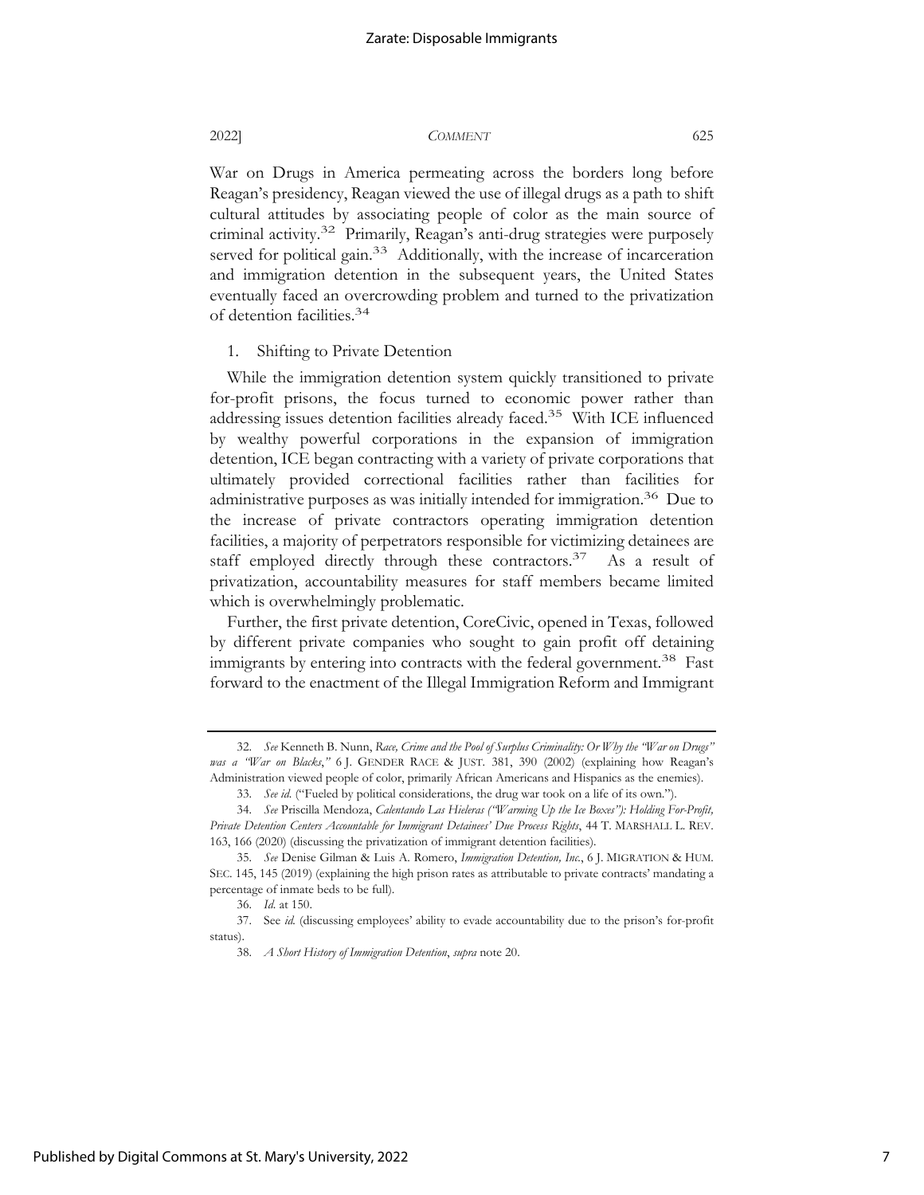War on Drugs in America permeating across the borders long before Reagan's presidency, Reagan viewed the use of illegal drugs as a path to shift cultural attitudes by associating people of color as the main source of criminal activity.[32] Primarily, Reagan's anti-drug strategies were purposely served for political gain.[33] Additionally, with the increase of incarceration and immigration detention in the subsequent years, the United States eventually faced an overcrowding problem and turned to the privatization of detention facilities.[34]

1. Shifting to Private Detention

While the immigration detention system quickly transitioned to private for-profit prisons, the focus turned to economic power rather than addressing issues detention facilities already faced.[35] With ICE influenced by wealthy powerful corporations in the expansion of immigration detention, ICE began contracting with a variety of private corporations that ultimately provided correctional facilities rather than facilities for administrative purposes as was initially intended for immigration.[36] Due to the increase of private contractors operating immigration detention facilities, a majority of perpetrators responsible for victimizing detainees are staff employed directly through these contractors.[37] As a result of privatization, accountability measures for staff members became limited which is overwhelmingly problematic.

Further, the first private detention, CoreCivic, opened in Texas, followed by different private companies who sought to gain profit off detaining immigrants by entering into contracts with the federal government.[38] Fast forward to the enactment of the Illegal Immigration Reform and Immigrant

---

32. *See* Kenneth B. Nunn, *Race, Crime and the Pool of Surplus Criminality: Or Why the "War on Drugs" was a "War on Blacks*,*"* 6 J. GENDER RACE & JUST. 381, 390 (2002) (explaining how Reagan's Administration viewed people of color, primarily African Americans and Hispanics as the enemies).

33. *See id.* ("Fueled by political considerations, the drug war took on a life of its own.").

34. *See* Priscilla Mendoza, *Calentando Las Hieleras ("Warming Up the Ice Boxes"): Holding For-Profit, Private Detention Centers Accountable for Immigrant Detainees' Due Process Rights*, 44 T. MARSHALL L. REV. 163, 166 (2020) (discussing the privatization of immigrant detention facilities).

35. *See* Denise Gilman & Luis A. Romero, *Immigration Detention, Inc.*, 6 J. MIGRATION & HUM. SEC. 145, 145 (2019) (explaining the high prison rates as attributable to private contracts' mandating a percentage of inmate beds to be full).

36. *Id.* at 150.

37. See *id.* (discussing employees' ability to evade accountability due to the prison's for-profit status).

38. *A Short History of Immigration Detention*, *supra* note 20.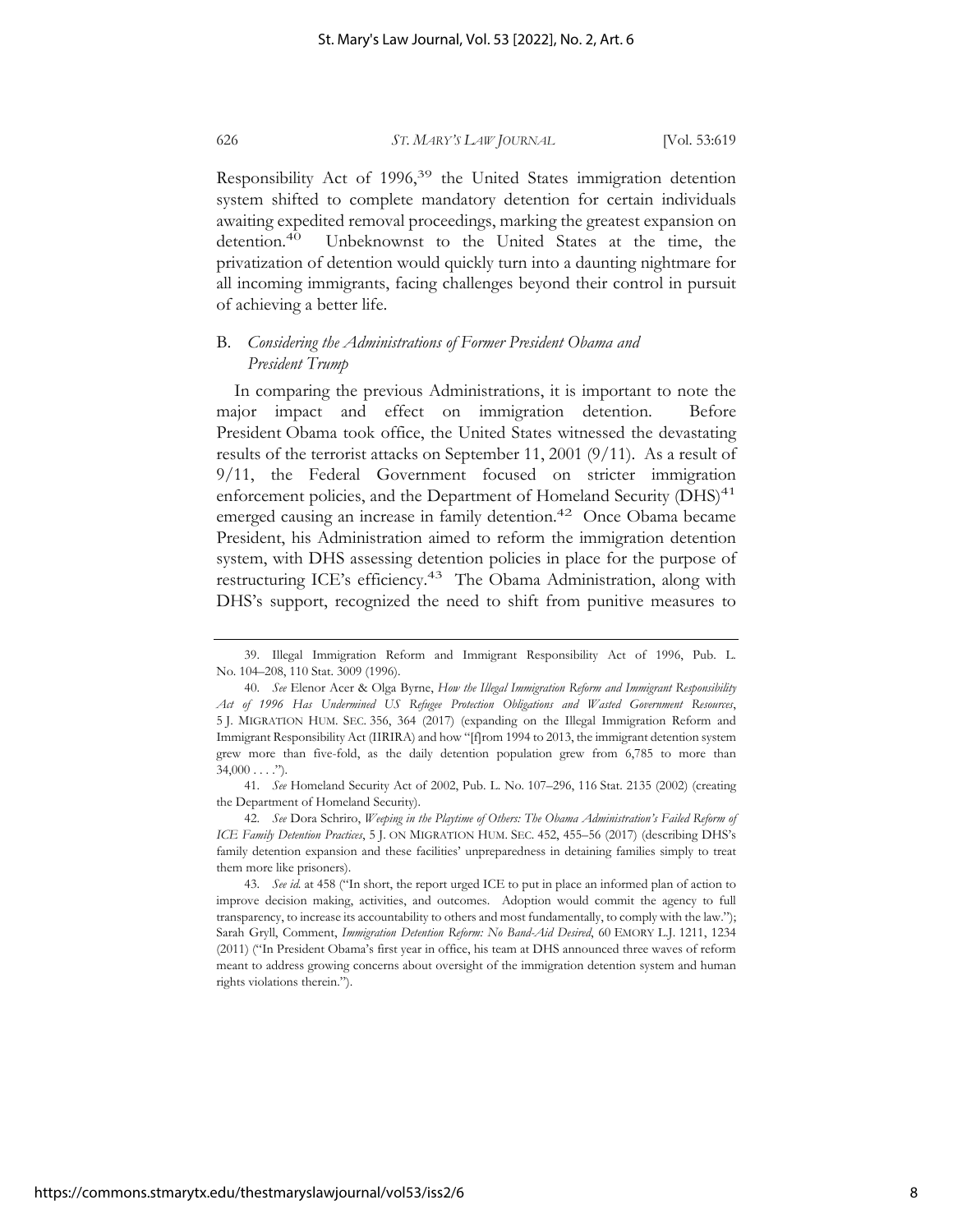Responsibility Act of 1996,[39] the United States immigration detention system shifted to complete mandatory detention for certain individuals awaiting expedited removal proceedings, marking the greatest expansion on detention.[40] Unbeknownst to the United States at the time, the privatization of detention would quickly turn into a daunting nightmare for all incoming immigrants, facing challenges beyond their control in pursuit of achieving a better life.

## B. *Considering the Administrations of Former President Obama and President Trump*

In comparing the previous Administrations, it is important to note the major impact and effect on immigration detention. Before President Obama took office, the United States witnessed the devastating results of the terrorist attacks on September 11, 2001 (9/11). As a result of 9/11, the Federal Government focused on stricter immigration enforcement policies, and the Department of Homeland Security (DHS)[41] emerged causing an increase in family detention.[42] Once Obama became President, his Administration aimed to reform the immigration detention system, with DHS assessing detention policies in place for the purpose of restructuring ICE's efficiency.[43] The Obama Administration, along with DHS's support, recognized the need to shift from punitive measures to

---

39. Illegal Immigration Reform and Immigrant Responsibility Act of 1996, Pub. L. No. 104–208, 110 Stat. 3009 (1996).

40. *See* Elenor Acer & Olga Byrne, *How the Illegal Immigration Reform and Immigrant Responsibility Act of 1996 Has Undermined US Refugee Protection Obligations and Wasted Government Resources*, 5 J. MIGRATION HUM. SEC. 356, 364 (2017) (expanding on the Illegal Immigration Reform and Immigrant Responsibility Act (IIRIRA) and how "[f]rom 1994 to 2013, the immigrant detention system grew more than five-fold, as the daily detention population grew from 6,785 to more than 34,000 . . . .").

41. *See* Homeland Security Act of 2002, Pub. L. No. 107–296, 116 Stat. 2135 (2002) (creating the Department of Homeland Security).

42. *See* Dora Schriro, *Weeping in the Playtime of Others: The Obama Administration's Failed Reform of ICE Family Detention Practices*, 5 J. ON MIGRATION HUM. SEC. 452, 455–56 (2017) (describing DHS's family detention expansion and these facilities' unpreparedness in detaining families simply to treat them more like prisoners).

43. *See id.* at 458 ("In short, the report urged ICE to put in place an informed plan of action to improve decision making, activities, and outcomes. Adoption would commit the agency to full transparency, to increase its accountability to others and most fundamentally, to comply with the law."); Sarah Gryll, Comment, *Immigration Detention Reform: No Band-Aid Desired*, 60 EMORY L.J. 1211, 1234 (2011) ("In President Obama's first year in office, his team at DHS announced three waves of reform meant to address growing concerns about oversight of the immigration detention system and human rights violations therein.").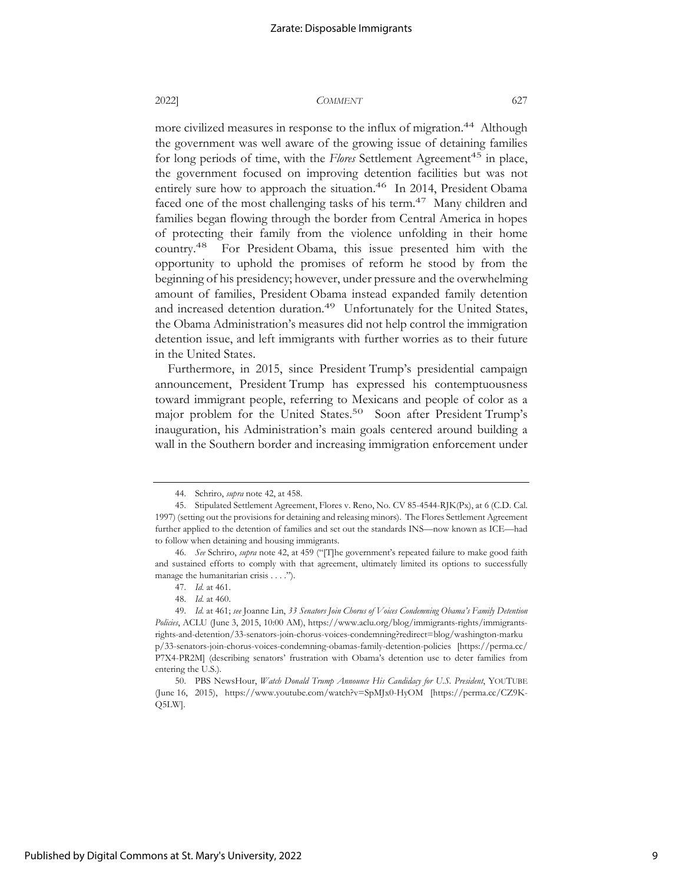more civilized measures in response to the influx of migration.[44] Although the government was well aware of the growing issue of detaining families for long periods of time, with the *Flores* Settlement Agreement[45] in place, the government focused on improving detention facilities but was not entirely sure how to approach the situation.[46] In 2014, President Obama faced one of the most challenging tasks of his term.[47] Many children and families began flowing through the border from Central America in hopes of protecting their family from the violence unfolding in their home country.[48] For President Obama, this issue presented him with the opportunity to uphold the promises of reform he stood by from the beginning of his presidency; however, under pressure and the overwhelming amount of families, President Obama instead expanded family detention and increased detention duration.[49] Unfortunately for the United States, the Obama Administration's measures did not help control the immigration detention issue, and left immigrants with further worries as to their future in the United States.

Furthermore, in 2015, since President Trump's presidential campaign announcement, President Trump has expressed his contemptuousness toward immigrant people, referring to Mexicans and people of color as a major problem for the United States.[50] Soon after President Trump's inauguration, his Administration's main goals centered around building a wall in the Southern border and increasing immigration enforcement under

---

44. Schriro, *supra* note 42, at 458.

45. Stipulated Settlement Agreement, Flores v. Reno, No. CV 85-4544-RJK(Px), at 6 (C.D. Cal. 1997) (setting out the provisions for detaining and releasing minors). The Flores Settlement Agreement further applied to the detention of families and set out the standards INS—now known as ICE—had to follow when detaining and housing immigrants.

46. *See* Schriro, *supra* note 42, at 459 ("[T]he government's repeated failure to make good faith and sustained efforts to comply with that agreement, ultimately limited its options to successfully manage the humanitarian crisis . . . .").

47. *Id.* at 461.

48. *Id.* at 460.

49. *Id.* at 461; *see* Joanne Lin, *33 Senators Join Chorus of Voices Condemning Obama's Family Detention Policies*, ACLU (June 3, 2015, 10:00 AM), https://www.aclu.org/blog/immigrants-rights/immigrants-rights-and-detention/33-senators-join-chorus-voices-condemning?redirect=blog/washington-markup/33-senators-join-chorus-voices-condemning-obamas-family-detention-policies [https://perma.cc/P7X4-PR2M] (describing senators' frustration with Obama's detention use to deter families from entering the U.S.).

50. PBS NewsHour, *Watch Donald Trump Announce His Candidacy for U.S. President*, YOUTUBE (June 16, 2015), https://www.youtube.com/watch?v=SpMJx0-HyOM [https://perma.cc/CZ9K-Q5LW].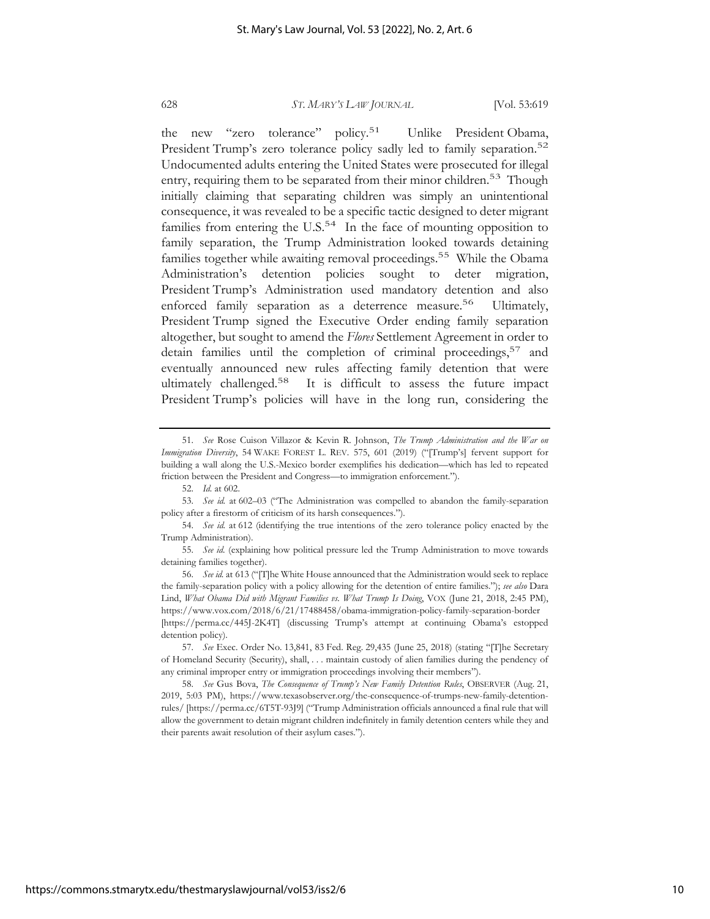the new "zero tolerance" policy.[51] Unlike President Obama, President Trump's zero tolerance policy sadly led to family separation.[52] Undocumented adults entering the United States were prosecuted for illegal entry, requiring them to be separated from their minor children.[53] Though initially claiming that separating children was simply an unintentional consequence, it was revealed to be a specific tactic designed to deter migrant families from entering the U.S.[54] In the face of mounting opposition to family separation, the Trump Administration looked towards detaining families together while awaiting removal proceedings.[55] While the Obama Administration's detention policies sought to deter migration, President Trump's Administration used mandatory detention and also enforced family separation as a deterrence measure.[56] Ultimately, President Trump signed the Executive Order ending family separation altogether, but sought to amend the *Flores* Settlement Agreement in order to detain families until the completion of criminal proceedings,[57] and eventually announced new rules affecting family detention that were ultimately challenged.[58] It is difficult to assess the future impact President Trump's policies will have in the long run, considering the

---

51. *See* Rose Cuison Villazor & Kevin R. Johnson, *The Trump Administration and the War on Immigration Diversity*, 54 WAKE FOREST L. REV. 575, 601 (2019) ("[Trump's] fervent support for building a wall along the U.S.-Mexico border exemplifies his dedication—which has led to repeated friction between the President and Congress—to immigration enforcement.").

52. *Id.* at 602.

53. *See id.* at 602–03 ("The Administration was compelled to abandon the family-separation policy after a firestorm of criticism of its harsh consequences.").

54. *See id.* at 612 (identifying the true intentions of the zero tolerance policy enacted by the Trump Administration).

55. *See id.* (explaining how political pressure led the Trump Administration to move towards detaining families together).

56. *See id.* at 613 ("[T]he White House announced that the Administration would seek to replace the family-separation policy with a policy allowing for the detention of entire families."); *see also* Dara Lind, *What Obama Did with Migrant Families vs. What Trump Is Doing*, VOX (June 21, 2018, 2:45 PM), https://www.vox.com/2018/6/21/17488458/obama-immigration-policy-family-separation-border [https://perma.cc/445J-2K4T] (discussing Trump's attempt at continuing Obama's estopped detention policy).

57. *See* Exec. Order No. 13,841, 83 Fed. Reg. 29,435 (June 25, 2018) (stating "[T]he Secretary of Homeland Security (Security), shall, . . . maintain custody of alien families during the pendency of any criminal improper entry or immigration proceedings involving their members").

58. *See* Gus Bova, *The Consequence of Trump's New Family Detention Rules*, OBSERVER (Aug. 21, 2019, 5:03 PM), https://www.texasobserver.org/the-consequence-of-trumps-new-family-detention-rules/ [https://perma.cc/6T5T-93J9] ("Trump Administration officials announced a final rule that will allow the government to detain migrant children indefinitely in family detention centers while they and their parents await resolution of their asylum cases.").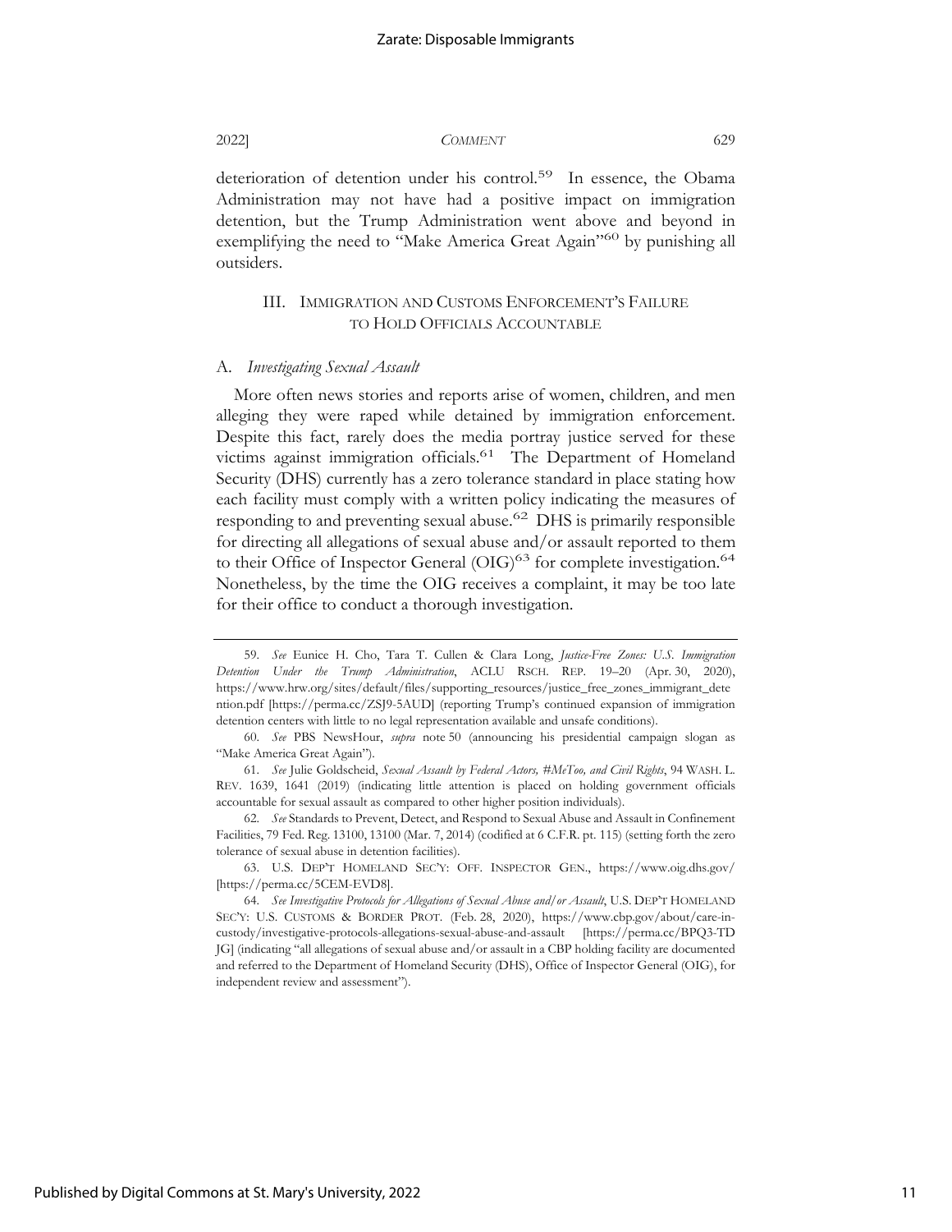deterioration of detention under his control.[59] In essence, the Obama Administration may not have had a positive impact on immigration detention, but the Trump Administration went above and beyond in exemplifying the need to "Make America Great Again"[60] by punishing all outsiders.

## III. IMMIGRATION AND CUSTOMS ENFORCEMENT'S FAILURE TO HOLD OFFICIALS ACCOUNTABLE

### A. *Investigating Sexual Assault*

More often news stories and reports arise of women, children, and men alleging they were raped while detained by immigration enforcement. Despite this fact, rarely does the media portray justice served for these victims against immigration officials.[61] The Department of Homeland Security (DHS) currently has a zero tolerance standard in place stating how each facility must comply with a written policy indicating the measures of responding to and preventing sexual abuse.[62] DHS is primarily responsible for directing all allegations of sexual abuse and/or assault reported to them to their Office of Inspector General (OIG)[63] for complete investigation.[64] Nonetheless, by the time the OIG receives a complaint, it may be too late for their office to conduct a thorough investigation.

---

59. *See* Eunice H. Cho, Tara T. Cullen & Clara Long, *Justice-Free Zones: U.S. Immigration Detention Under the Trump Administration*, ACLU RSCH. REP. 19–20 (Apr. 30, 2020), https://www.hrw.org/sites/default/files/supporting_resources/justice_free_zones_immigrant_detention.pdf [https://perma.cc/ZSJ9-5AUD] (reporting Trump's continued expansion of immigration detention centers with little to no legal representation available and unsafe conditions).

60. *See* PBS NewsHour, *supra* note 50 (announcing his presidential campaign slogan as "Make America Great Again").

61. *See* Julie Goldscheid, *Sexual Assault by Federal Actors, #MeToo, and Civil Rights*, 94 WASH. L. REV. 1639, 1641 (2019) (indicating little attention is placed on holding government officials accountable for sexual assault as compared to other higher position individuals).

62. *See* Standards to Prevent, Detect, and Respond to Sexual Abuse and Assault in Confinement Facilities, 79 Fed. Reg. 13100, 13100 (Mar. 7, 2014) (codified at 6 C.F.R. pt. 115) (setting forth the zero tolerance of sexual abuse in detention facilities).

63. U.S. DEP'T HOMELAND SEC'Y: OFF. INSPECTOR GEN., https://www.oig.dhs.gov/ [https://perma.cc/5CEM-EVD8].

64. *See Investigative Protocols for Allegations of Sexual Abuse and/or Assault*, U.S. DEP'T HOMELAND SEC'Y: U.S. CUSTOMS & BORDER PROT. (Feb. 28, 2020), https://www.cbp.gov/about/care-in-custody/investigative-protocols-allegations-sexual-abuse-and-assault [https://perma.cc/BPQ3-TDJG] (indicating "all allegations of sexual abuse and/or assault in a CBP holding facility are documented and referred to the Department of Homeland Security (DHS), Office of Inspector General (OIG), for independent review and assessment").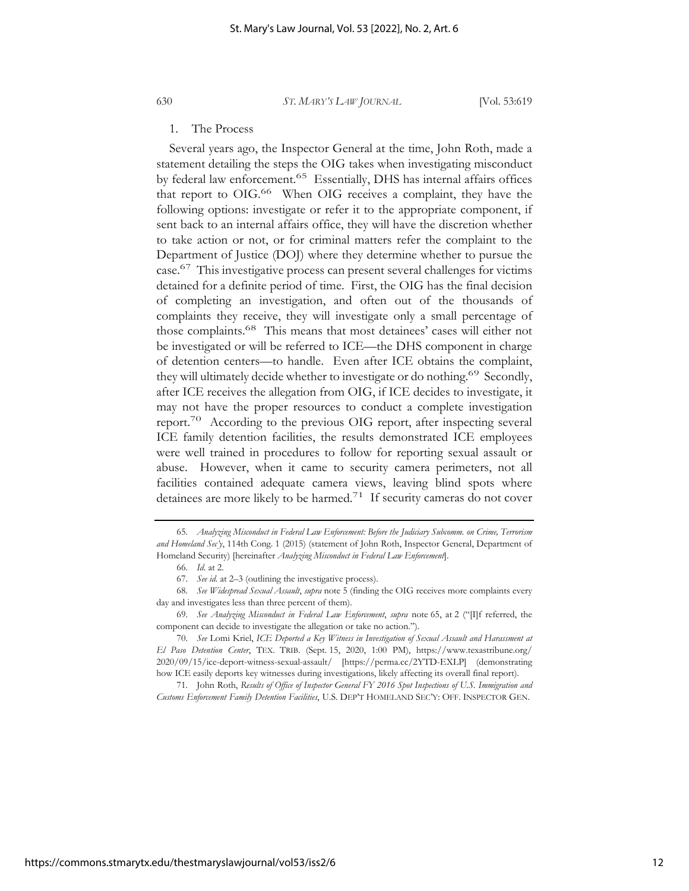### 1. The Process

Several years ago, the Inspector General at the time, John Roth, made a statement detailing the steps the OIG takes when investigating misconduct by federal law enforcement.[65] Essentially, DHS has internal affairs offices that report to OIG.[66] When OIG receives a complaint, they have the following options: investigate or refer it to the appropriate component, if sent back to an internal affairs office, they will have the discretion whether to take action or not, or for criminal matters refer the complaint to the Department of Justice (DOJ) where they determine whether to pursue the case.[67] This investigative process can present several challenges for victims detained for a definite period of time. First, the OIG has the final decision of completing an investigation, and often out of the thousands of complaints they receive, they will investigate only a small percentage of those complaints.[68] This means that most detainees' cases will either not be investigated or will be referred to ICE—the DHS component in charge of detention centers—to handle. Even after ICE obtains the complaint, they will ultimately decide whether to investigate or do nothing.[69] Secondly, after ICE receives the allegation from OIG, if ICE decides to investigate, it may not have the proper resources to conduct a complete investigation report.[70] According to the previous OIG report, after inspecting several ICE family detention facilities, the results demonstrated ICE employees were well trained in procedures to follow for reporting sexual assault or abuse. However, when it came to security camera perimeters, not all facilities contained adequate camera views, leaving blind spots where detainees are more likely to be harmed.[71] If security cameras do not cover

---

65. *Analyzing Misconduct in Federal Law Enforcement: Before the Judiciary Subcomm. on Crime, Terrorism and Homeland Sec'y*, 114th Cong. 1 (2015) (statement of John Roth, Inspector General, Department of Homeland Security) [hereinafter *Analyzing Misconduct in Federal Law Enforcement*].

66. *Id.* at 2.

67. *See id.* at 2–3 (outlining the investigative process).

68. *See Widespread Sexual Assault*, *supra* note 5 (finding the OIG receives more complaints every day and investigates less than three percent of them).

69. *See Analyzing Misconduct in Federal Law Enforcement*, *supra* note 65, at 2 ("[I]f referred, the component can decide to investigate the allegation or take no action.").

70. *See* Lomi Kriel, *ICE Deported a Key Witness in Investigation of Sexual Assault and Harassment at El Paso Detention Center*, TEX. TRIB. (Sept. 15, 2020, 1:00 PM), https://www.texastribune.org/2020/09/15/ice-deport-witness-sexual-assault/ [https://perma.cc/2YTD-EXLP] (demonstrating how ICE easily deports key witnesses during investigations, likely affecting its overall final report).

71. John Roth, *Results of Office of Inspector General FY 2016 Spot Inspections of U.S. Immigration and Customs Enforcement Family Detention Facilities*, U.S. DEP'T HOMELAND SEC'Y: OFF. INSPECTOR GEN.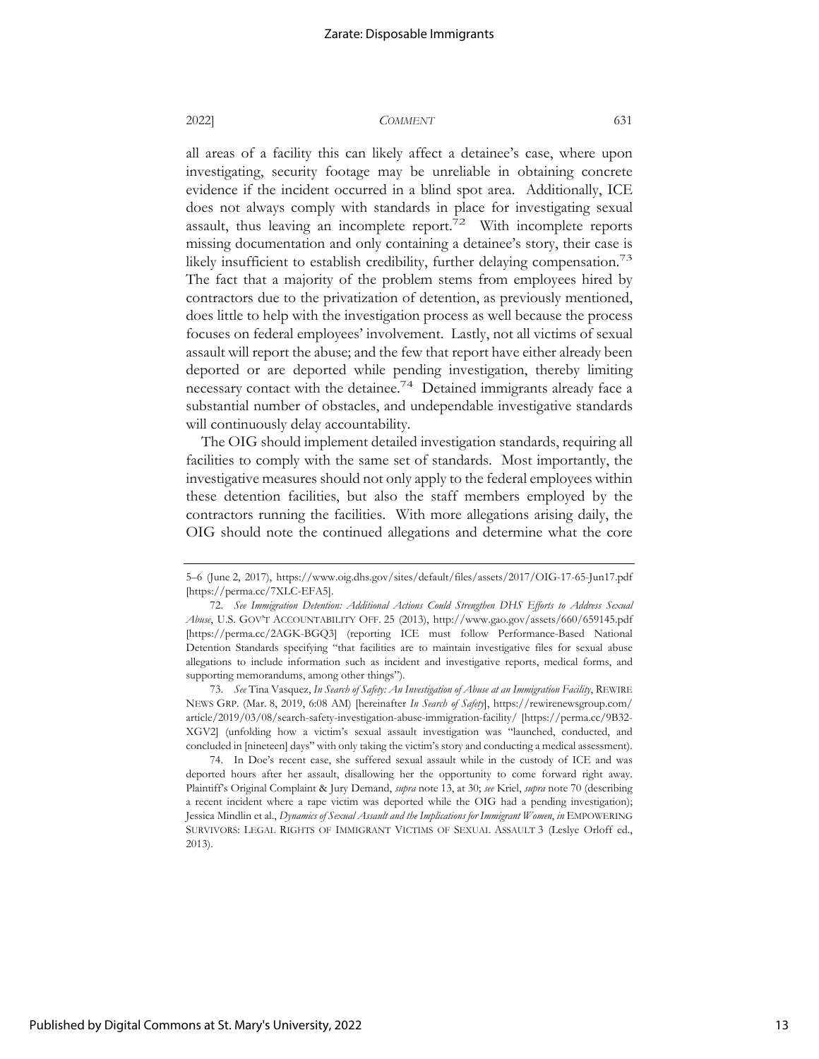all areas of a facility this can likely affect a detainee's case, where upon investigating, security footage may be unreliable in obtaining concrete evidence if the incident occurred in a blind spot area. Additionally, ICE does not always comply with standards in place for investigating sexual assault, thus leaving an incomplete report.[72] With incomplete reports missing documentation and only containing a detainee's story, their case is likely insufficient to establish credibility, further delaying compensation.[73] The fact that a majority of the problem stems from employees hired by contractors due to the privatization of detention, as previously mentioned, does little to help with the investigation process as well because the process focuses on federal employees' involvement. Lastly, not all victims of sexual assault will report the abuse; and the few that report have either already been deported or are deported while pending investigation, thereby limiting necessary contact with the detainee.[74] Detained immigrants already face a substantial number of obstacles, and undependable investigative standards will continuously delay accountability.

The OIG should implement detailed investigation standards, requiring all facilities to comply with the same set of standards. Most importantly, the investigative measures should not only apply to the federal employees within these detention facilities, but also the staff members employed by the contractors running the facilities. With more allegations arising daily, the OIG should note the continued allegations and determine what the core

---

5–6 (June 2, 2017), https://www.oig.dhs.gov/sites/default/files/assets/2017/OIG-17-65-Jun17.pdf [https://perma.cc/7XLC-EFA5].

72. *See Immigration Detention: Additional Actions Could Strengthen DHS Efforts to Address Sexual Abuse*, U.S. GOV'T ACCOUNTABILITY OFF. 25 (2013), http://www.gao.gov/assets/660/659145.pdf [https://perma.cc/2AGK-BGQ3] (reporting ICE must follow Performance-Based National Detention Standards specifying "that facilities are to maintain investigative files for sexual abuse allegations to include information such as incident and investigative reports, medical forms, and supporting memorandums, among other things").

73. *See* Tina Vasquez, *In Search of Safety: An Investigation of Abuse at an Immigration Facility*, REWIRE NEWS GRP. (Mar. 8, 2019, 6:08 AM) [hereinafter *In Search of Safety*], https://rewirenewsgroup.com/article/2019/03/08/search-safety-investigation-abuse-immigration-facility/ [https://perma.cc/9B32-XGV2] (unfolding how a victim's sexual assault investigation was "launched, conducted, and concluded in [nineteen] days" with only taking the victim's story and conducting a medical assessment).

74. In Doe's recent case, she suffered sexual assault while in the custody of ICE and was deported hours after her assault, disallowing her the opportunity to come forward right away. Plaintiff's Original Complaint & Jury Demand, *supra* note 13, at 30; *see* Kriel, *supra* note 70 (describing a recent incident where a rape victim was deported while the OIG had a pending investigation); Jessica Mindlin et al., *Dynamics of Sexual Assault and the Implications for Immigrant Women*, *in* EMPOWERING SURVIVORS: LEGAL RIGHTS OF IMMIGRANT VICTIMS OF SEXUAL ASSAULT 3 (Leslye Orloff ed., 2013).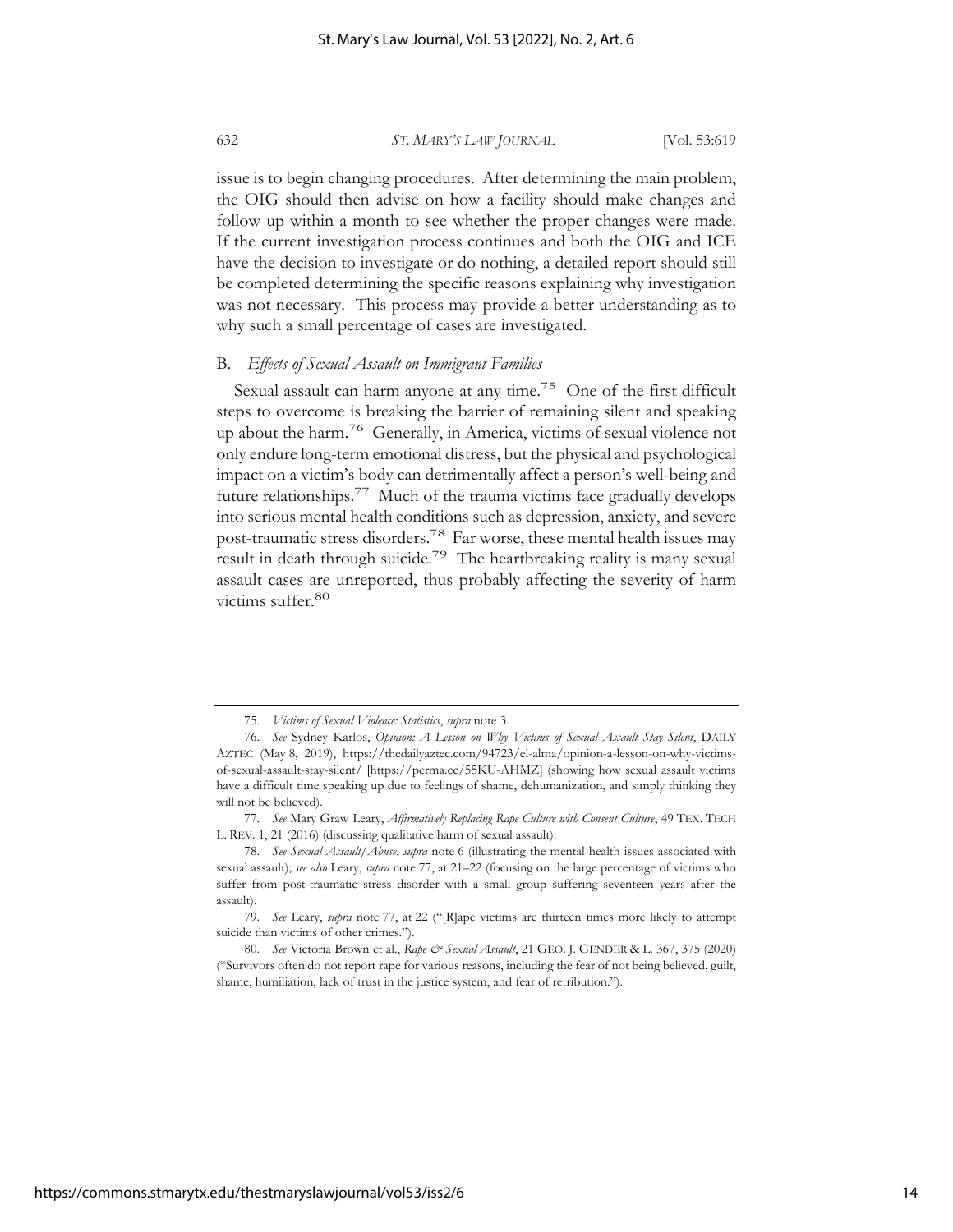issue is to begin changing procedures. After determining the main problem, the OIG should then advise on how a facility should make changes and follow up within a month to see whether the proper changes were made. If the current investigation process continues and both the OIG and ICE have the decision to investigate or do nothing, a detailed report should still be completed determining the specific reasons explaining why investigation was not necessary. This process may provide a better understanding as to why such a small percentage of cases are investigated.

### B. *Effects of Sexual Assault on Immigrant Families*

Sexual assault can harm anyone at any time.[75] One of the first difficult steps to overcome is breaking the barrier of remaining silent and speaking up about the harm.[76] Generally, in America, victims of sexual violence not only endure long-term emotional distress, but the physical and psychological impact on a victim's body can detrimentally affect a person's well-being and future relationships.[77] Much of the trauma victims face gradually develops into serious mental health conditions such as depression, anxiety, and severe post-traumatic stress disorders.[78] Far worse, these mental health issues may result in death through suicide.[79] The heartbreaking reality is many sexual assault cases are unreported, thus probably affecting the severity of harm victims suffer.[80]

---

75. *Victims of Sexual Violence: Statistics*, *supra* note 3.

76. *See* Sydney Karlos, *Opinion: A Lesson on Why Victims of Sexual Assault Stay Silent*, DAILY AZTEC (May 8, 2019), https://thedailyaztec.com/94723/el-alma/opinion-a-lesson-on-why-victims-of-sexual-assault-stay-silent/ [https://perma.cc/55KU-AHMZ] (showing how sexual assault victims have a difficult time speaking up due to feelings of shame, dehumanization, and simply thinking they will not be believed).

77. *See* Mary Graw Leary, *Affirmatively Replacing Rape Culture with Consent Culture*, 49 TEX. TECH L. REV. 1, 21 (2016) (discussing qualitative harm of sexual assault).

78. *See Sexual Assault/Abuse*, *supra* note 6 (illustrating the mental health issues associated with sexual assault); *see also* Leary, *supra* note 77, at 21–22 (focusing on the large percentage of victims who suffer from post-traumatic stress disorder with a small group suffering seventeen years after the assault).

79. *See* Leary, *supra* note 77, at 22 ("[R]ape victims are thirteen times more likely to attempt suicide than victims of other crimes.").

80. *See* Victoria Brown et al., *Rape & Sexual Assault*, 21 GEO. J. GENDER & L. 367, 375 (2020) ("Survivors often do not report rape for various reasons, including the fear of not being believed, guilt, shame, humiliation, lack of trust in the justice system, and fear of retribution.").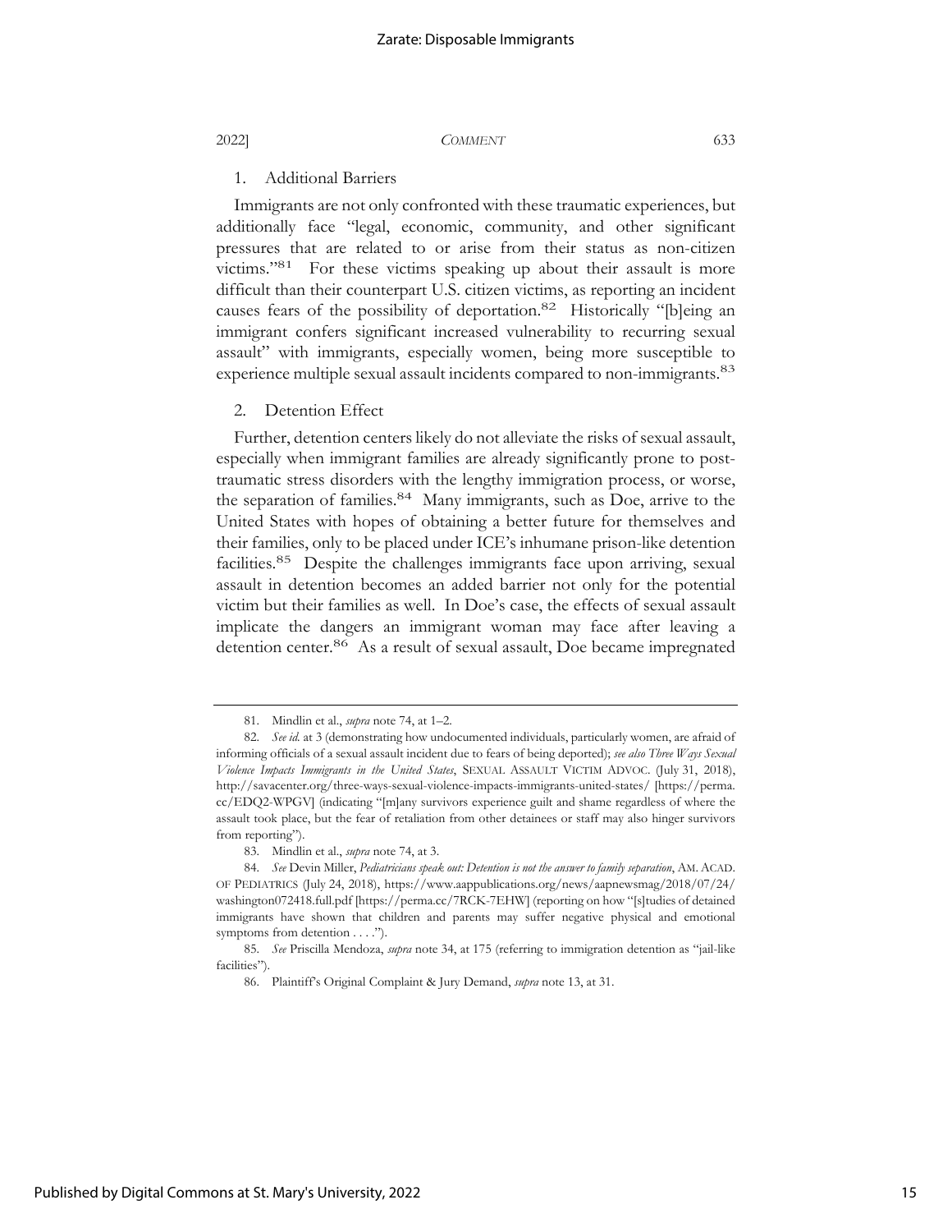### 1. Additional Barriers

Immigrants are not only confronted with these traumatic experiences, but additionally face "legal, economic, community, and other significant pressures that are related to or arise from their status as non-citizen victims."[81] For these victims speaking up about their assault is more difficult than their counterpart U.S. citizen victims, as reporting an incident causes fears of the possibility of deportation.[82] Historically "[b]eing an immigrant confers significant increased vulnerability to recurring sexual assault" with immigrants, especially women, being more susceptible to experience multiple sexual assault incidents compared to non-immigrants.[83]

### 2. Detention Effect

Further, detention centers likely do not alleviate the risks of sexual assault, especially when immigrant families are already significantly prone to post-traumatic stress disorders with the lengthy immigration process, or worse, the separation of families.[84] Many immigrants, such as Doe, arrive to the United States with hopes of obtaining a better future for themselves and their families, only to be placed under ICE's inhumane prison-like detention facilities.[85] Despite the challenges immigrants face upon arriving, sexual assault in detention becomes an added barrier not only for the potential victim but their families as well. In Doe's case, the effects of sexual assault implicate the dangers an immigrant woman may face after leaving a detention center.[86] As a result of sexual assault, Doe became impregnated

---

81. Mindlin et al., *supra* note 74, at 1–2.

82. *See id.* at 3 (demonstrating how undocumented individuals, particularly women, are afraid of informing officials of a sexual assault incident due to fears of being deported); *see also Three Ways Sexual Violence Impacts Immigrants in the United States*, SEXUAL ASSAULT VICTIM ADVOC. (July 31, 2018), http://savacenter.org/three-ways-sexual-violence-impacts-immigrants-united-states/ [https://perma.cc/EDQ2-WPGV] (indicating "[m]any survivors experience guilt and shame regardless of where the assault took place, but the fear of retaliation from other detainees or staff may also hinger survivors from reporting").

83. Mindlin et al., *supra* note 74, at 3.

84. *See* Devin Miller, *Pediatricians speak out: Detention is not the answer to family separation*, AM. ACAD. OF PEDIATRICS (July 24, 2018), https://www.aappublications.org/news/aapnewsmag/2018/07/24/washington072418.full.pdf [https://perma.cc/7RCK-7EHW] (reporting on how "[s]tudies of detained immigrants have shown that children and parents may suffer negative physical and emotional symptoms from detention . . . .").

85. *See* Priscilla Mendoza, *supra* note 34, at 175 (referring to immigration detention as "jail-like facilities").

86. Plaintiff's Original Complaint & Jury Demand, *supra* note 13, at 31.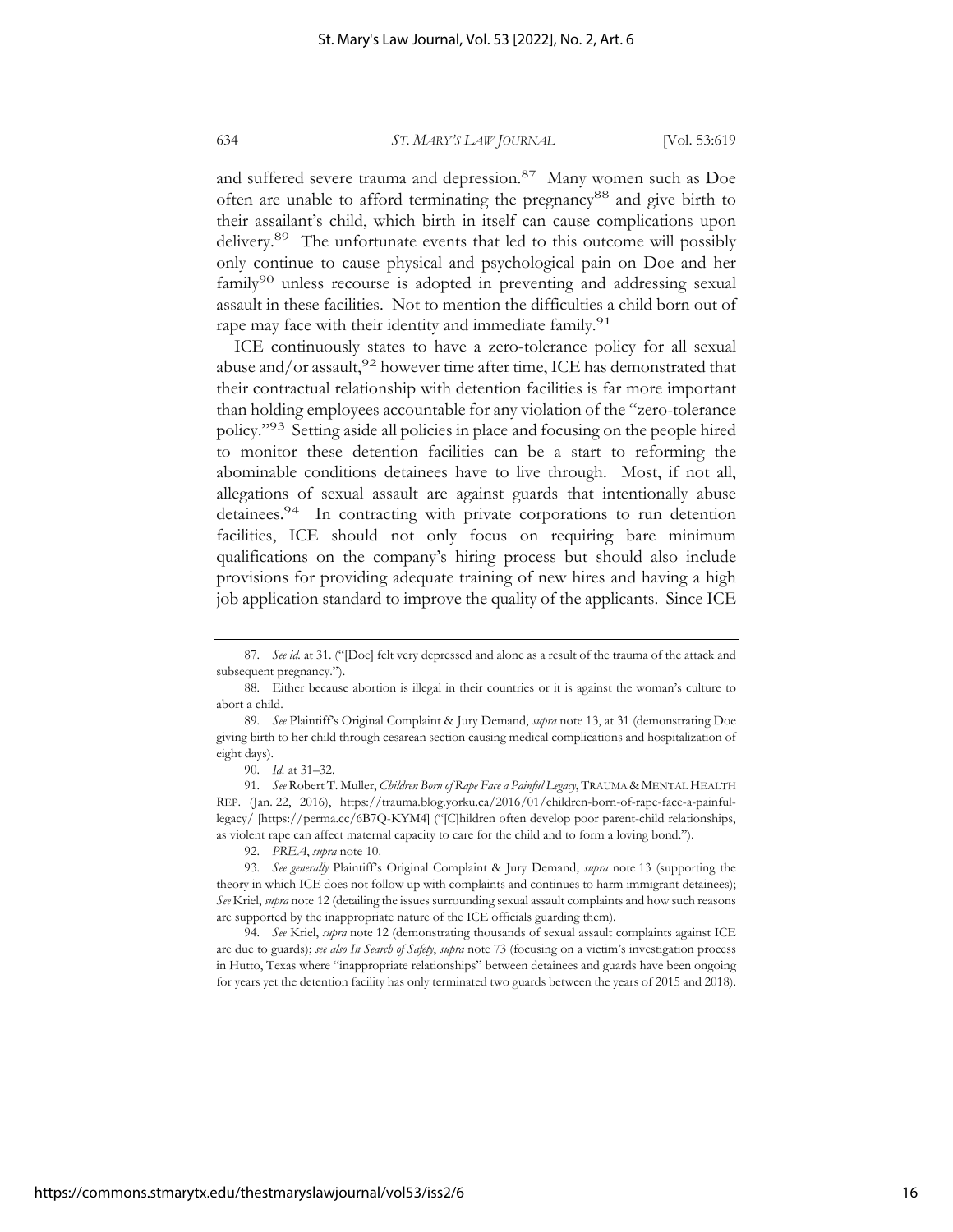and suffered severe trauma and depression.[87] Many women such as Doe often are unable to afford terminating the pregnancy[88] and give birth to their assailant's child, which birth in itself can cause complications upon delivery.[89] The unfortunate events that led to this outcome will possibly only continue to cause physical and psychological pain on Doe and her family[90] unless recourse is adopted in preventing and addressing sexual assault in these facilities. Not to mention the difficulties a child born out of rape may face with their identity and immediate family.[91]

ICE continuously states to have a zero-tolerance policy for all sexual abuse and/or assault,[92] however time after time, ICE has demonstrated that their contractual relationship with detention facilities is far more important than holding employees accountable for any violation of the "zero-tolerance policy."[93] Setting aside all policies in place and focusing on the people hired to monitor these detention facilities can be a start to reforming the abominable conditions detainees have to live through. Most, if not all, allegations of sexual assault are against guards that intentionally abuse detainees.[94] In contracting with private corporations to run detention facilities, ICE should not only focus on requiring bare minimum qualifications on the company's hiring process but should also include provisions for providing adequate training of new hires and having a high job application standard to improve the quality of the applicants. Since ICE

---

87. *See id.* at 31. ("[Doe] felt very depressed and alone as a result of the trauma of the attack and subsequent pregnancy.").

88. Either because abortion is illegal in their countries or it is against the woman's culture to abort a child.

89. *See* Plaintiff's Original Complaint & Jury Demand, *supra* note 13, at 31 (demonstrating Doe giving birth to her child through cesarean section causing medical complications and hospitalization of eight days).

90. *Id.* at 31–32.

91. *See* Robert T. Muller, *Children Born of Rape Face a Painful Legacy*, TRAUMA & MENTAL HEALTH REP. (Jan. 22, 2016), https://trauma.blog.yorku.ca/2016/01/children-born-of-rape-face-a-painful-legacy/ [https://perma.cc/6B7Q-KYM4] ("[C]hildren often develop poor parent-child relationships, as violent rape can affect maternal capacity to care for the child and to form a loving bond.").

92. *PREA*, *supra* note 10.

93. *See generally* Plaintiff's Original Complaint & Jury Demand, *supra* note 13 (supporting the theory in which ICE does not follow up with complaints and continues to harm immigrant detainees); *See* Kriel, *supra* note 12 (detailing the issues surrounding sexual assault complaints and how such reasons are supported by the inappropriate nature of the ICE officials guarding them).

94. *See* Kriel, *supra* note 12 (demonstrating thousands of sexual assault complaints against ICE are due to guards); *see also In Search of Safety*, *supra* note 73 (focusing on a victim's investigation process in Hutto, Texas where "inappropriate relationships" between detainees and guards have been ongoing for years yet the detention facility has only terminated two guards between the years of 2015 and 2018).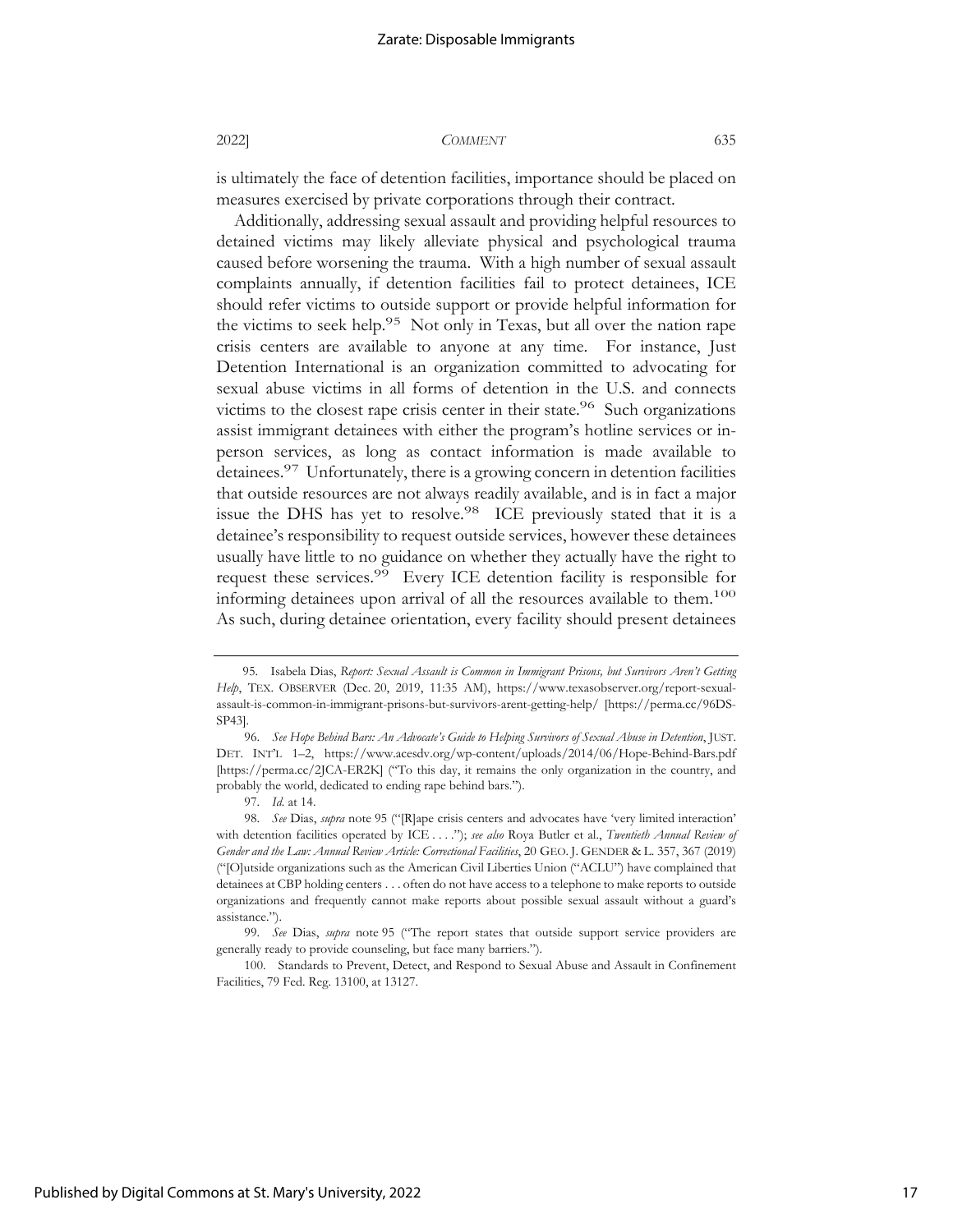is ultimately the face of detention facilities, importance should be placed on measures exercised by private corporations through their contract.

Additionally, addressing sexual assault and providing helpful resources to detained victims may likely alleviate physical and psychological trauma caused before worsening the trauma. With a high number of sexual assault complaints annually, if detention facilities fail to protect detainees, ICE should refer victims to outside support or provide helpful information for the victims to seek help.[95] Not only in Texas, but all over the nation rape crisis centers are available to anyone at any time. For instance, Just Detention International is an organization committed to advocating for sexual abuse victims in all forms of detention in the U.S. and connects victims to the closest rape crisis center in their state.[96] Such organizations assist immigrant detainees with either the program's hotline services or in-person services, as long as contact information is made available to detainees.[97] Unfortunately, there is a growing concern in detention facilities that outside resources are not always readily available, and is in fact a major issue the DHS has yet to resolve.[98] ICE previously stated that it is a detainee's responsibility to request outside services, however these detainees usually have little to no guidance on whether they actually have the right to request these services.[99] Every ICE detention facility is responsible for informing detainees upon arrival of all the resources available to them.[100] As such, during detainee orientation, every facility should present detainees

---

95. Isabela Dias, *Report: Sexual Assault is Common in Immigrant Prisons, but Survivors Aren't Getting Help*, TEX. OBSERVER (Dec. 20, 2019, 11:35 AM), https://www.texasobserver.org/report-sexual-assault-is-common-in-immigrant-prisons-but-survivors-arent-getting-help/ [https://perma.cc/96DS-SP43].

96. *See Hope Behind Bars: An Advocate's Guide to Helping Survivors of Sexual Abuse in Detention*, JUST. DET. INT'L 1–2, https://www.acesdv.org/wp-content/uploads/2014/06/Hope-Behind-Bars.pdf [https://perma.cc/2JCA-ER2K] ("To this day, it remains the only organization in the country, and probably the world, dedicated to ending rape behind bars.").

97. *Id.* at 14.

98. *See* Dias, *supra* note 95 ("[R]ape crisis centers and advocates have 'very limited interaction' with detention facilities operated by ICE . . . ."); *see also* Roya Butler et al., *Twentieth Annual Review of Gender and the Law: Annual Review Article: Correctional Facilities*, 20 GEO. J. GENDER & L. 357, 367 (2019) ("[O]utside organizations such as the American Civil Liberties Union ("ACLU") have complained that detainees at CBP holding centers . . . often do not have access to a telephone to make reports to outside organizations and frequently cannot make reports about possible sexual assault without a guard's assistance.").

99. *See* Dias, *supra* note 95 ("The report states that outside support service providers are generally ready to provide counseling, but face many barriers.").

100. Standards to Prevent, Detect, and Respond to Sexual Abuse and Assault in Confinement Facilities, 79 Fed. Reg. 13100, at 13127.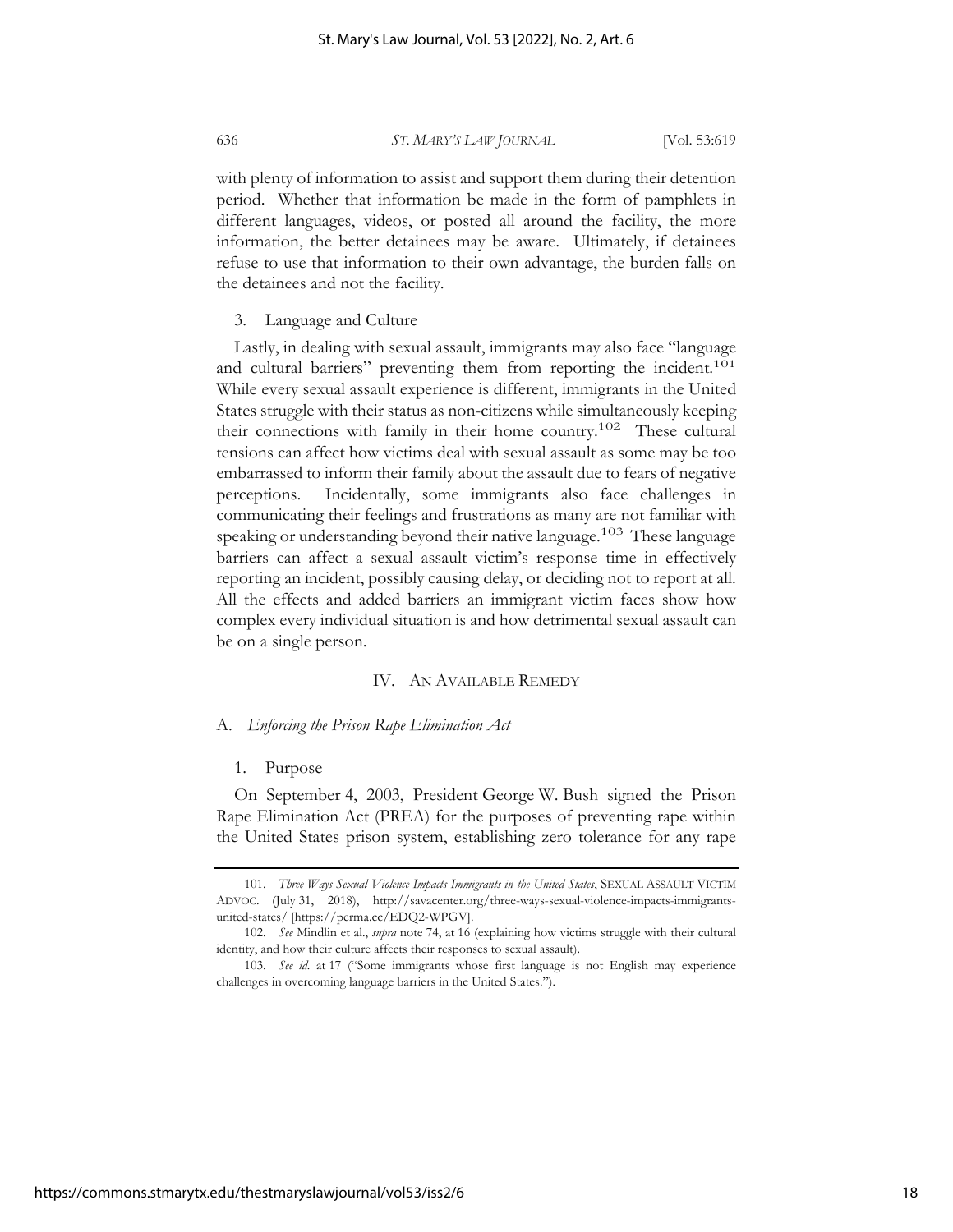with plenty of information to assist and support them during their detention period. Whether that information be made in the form of pamphlets in different languages, videos, or posted all around the facility, the more information, the better detainees may be aware. Ultimately, if detainees refuse to use that information to their own advantage, the burden falls on the detainees and not the facility.

#### 3. Language and Culture

Lastly, in dealing with sexual assault, immigrants may also face "language and cultural barriers" preventing them from reporting the incident.[101] While every sexual assault experience is different, immigrants in the United States struggle with their status as non-citizens while simultaneously keeping their connections with family in their home country.[102] These cultural tensions can affect how victims deal with sexual assault as some may be too embarrassed to inform their family about the assault due to fears of negative perceptions. Incidentally, some immigrants also face challenges in communicating their feelings and frustrations as many are not familiar with speaking or understanding beyond their native language.[103] These language barriers can affect a sexual assault victim's response time in effectively reporting an incident, possibly causing delay, or deciding not to report at all. All the effects and added barriers an immigrant victim faces show how complex every individual situation is and how detrimental sexual assault can be on a single person.

## IV. AN AVAILABLE REMEDY

### A. *Enforcing the Prison Rape Elimination Act*

#### 1. Purpose

On September 4, 2003, President George W. Bush signed the Prison Rape Elimination Act (PREA) for the purposes of preventing rape within the United States prison system, establishing zero tolerance for any rape

---

101. *Three Ways Sexual Violence Impacts Immigrants in the United States*, SEXUAL ASSAULT VICTIM ADVOC. (July 31, 2018), http://savacenter.org/three-ways-sexual-violence-impacts-immigrants-united-states/ [https://perma.cc/EDQ2-WPGV].

102. *See* Mindlin et al., *supra* note 74, at 16 (explaining how victims struggle with their cultural identity, and how their culture affects their responses to sexual assault).

103. *See id.* at 17 ("Some immigrants whose first language is not English may experience challenges in overcoming language barriers in the United States.").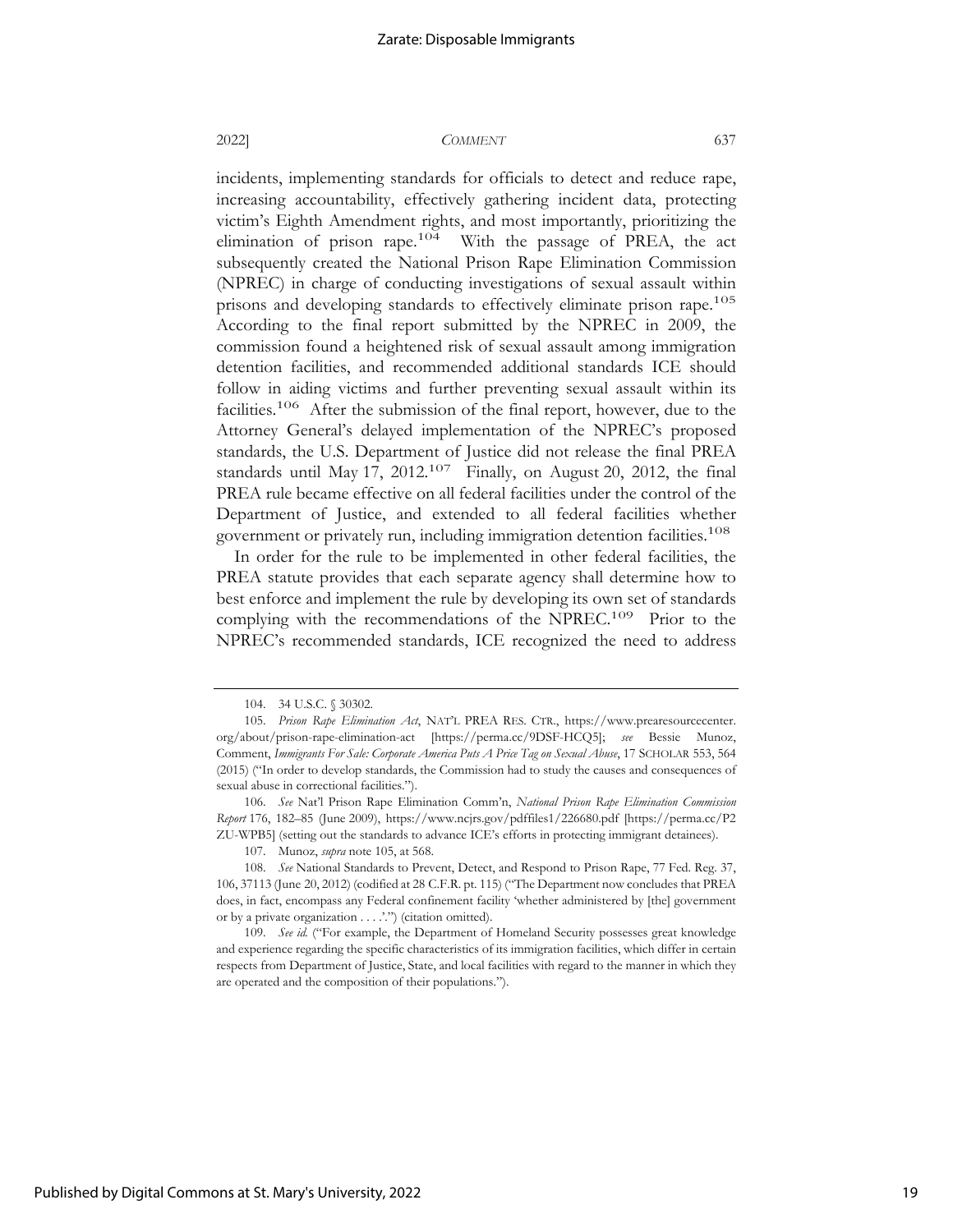incidents, implementing standards for officials to detect and reduce rape, increasing accountability, effectively gathering incident data, protecting victim's Eighth Amendment rights, and most importantly, prioritizing the elimination of prison rape.[104] With the passage of PREA, the act subsequently created the National Prison Rape Elimination Commission (NPREC) in charge of conducting investigations of sexual assault within prisons and developing standards to effectively eliminate prison rape.[105] According to the final report submitted by the NPREC in 2009, the commission found a heightened risk of sexual assault among immigration detention facilities, and recommended additional standards ICE should follow in aiding victims and further preventing sexual assault within its facilities.[106] After the submission of the final report, however, due to the Attorney General's delayed implementation of the NPREC's proposed standards, the U.S. Department of Justice did not release the final PREA standards until May 17, 2012.[107] Finally, on August 20, 2012, the final PREA rule became effective on all federal facilities under the control of the Department of Justice, and extended to all federal facilities whether government or privately run, including immigration detention facilities.[108]

In order for the rule to be implemented in other federal facilities, the PREA statute provides that each separate agency shall determine how to best enforce and implement the rule by developing its own set of standards complying with the recommendations of the NPREC.[109] Prior to the NPREC's recommended standards, ICE recognized the need to address

---

104. 34 U.S.C. § 30302.

105. *Prison Rape Elimination Act*, NAT'L PREA RES. CTR., https://www.prearesourcecenter.org/about/prison-rape-elimination-act [https://perma.cc/9DSF-HCQ5]; *see* Bessie Munoz, Comment, *Immigrants For Sale: Corporate America Puts A Price Tag on Sexual Abuse*, 17 SCHOLAR 553, 564 (2015) ("In order to develop standards, the Commission had to study the causes and consequences of sexual abuse in correctional facilities.").

106. *See* Nat'l Prison Rape Elimination Comm'n, *National Prison Rape Elimination Commission Report* 176, 182–85 (June 2009), https://www.ncjrs.gov/pdffiles1/226680.pdf [https://perma.cc/P2ZU-WPB5] (setting out the standards to advance ICE's efforts in protecting immigrant detainees).

107. Munoz, *supra* note 105, at 568.

108. *See* National Standards to Prevent, Detect, and Respond to Prison Rape, 77 Fed. Reg. 37, 106, 37113 (June 20, 2012) (codified at 28 C.F.R. pt. 115) ("The Department now concludes that PREA does, in fact, encompass any Federal confinement facility 'whether administered by [the] government or by a private organization . . . .'") (citation omitted).

109. *See id.* ("For example, the Department of Homeland Security possesses great knowledge and experience regarding the specific characteristics of its immigration facilities, which differ in certain respects from Department of Justice, State, and local facilities with regard to the manner in which they are operated and the composition of their populations.").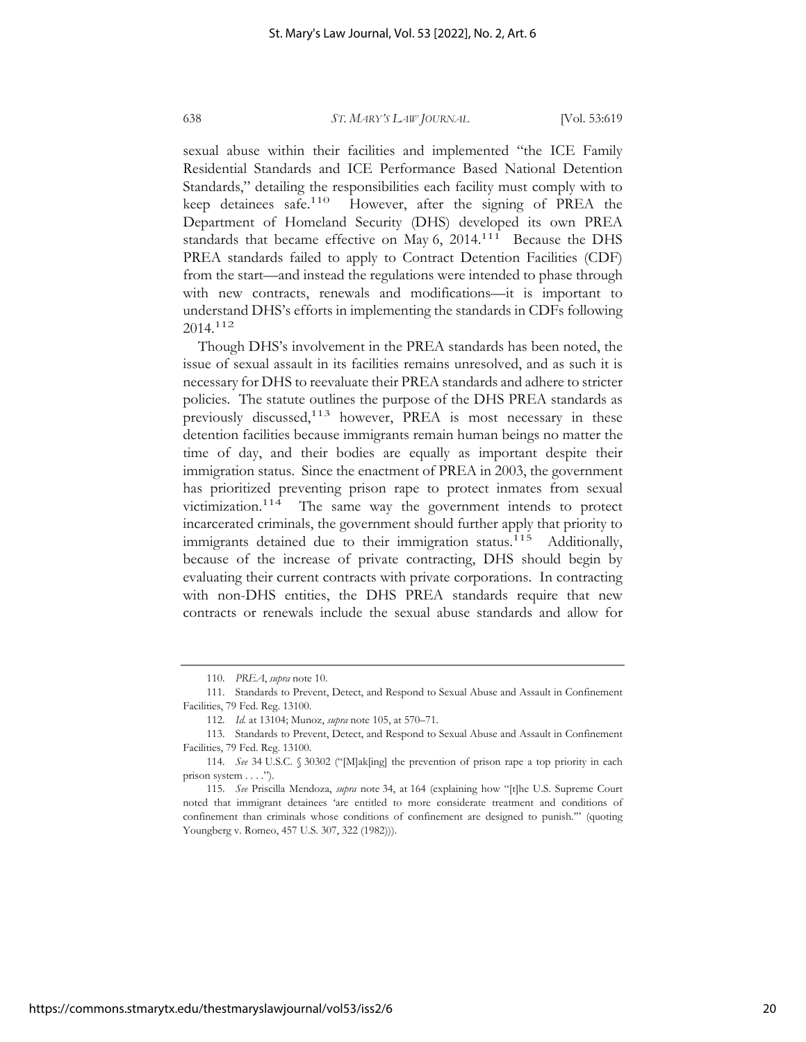sexual abuse within their facilities and implemented "the ICE Family Residential Standards and ICE Performance Based National Detention Standards," detailing the responsibilities each facility must comply with to keep detainees safe.[110] However, after the signing of PREA the Department of Homeland Security (DHS) developed its own PREA standards that became effective on May 6, 2014.[111] Because the DHS PREA standards failed to apply to Contract Detention Facilities (CDF) from the start—and instead the regulations were intended to phase through with new contracts, renewals and modifications—it is important to understand DHS's efforts in implementing the standards in CDFs following 2014.[112]

Though DHS's involvement in the PREA standards has been noted, the issue of sexual assault in its facilities remains unresolved, and as such it is necessary for DHS to reevaluate their PREA standards and adhere to stricter policies. The statute outlines the purpose of the DHS PREA standards as previously discussed,[113] however, PREA is most necessary in these detention facilities because immigrants remain human beings no matter the time of day, and their bodies are equally as important despite their immigration status. Since the enactment of PREA in 2003, the government has prioritized preventing prison rape to protect inmates from sexual victimization.[114] The same way the government intends to protect incarcerated criminals, the government should further apply that priority to immigrants detained due to their immigration status.[115] Additionally, because of the increase of private contracting, DHS should begin by evaluating their current contracts with private corporations. In contracting with non-DHS entities, the DHS PREA standards require that new contracts or renewals include the sexual abuse standards and allow for

---

110. *PREA*, *supra* note 10.

111. Standards to Prevent, Detect, and Respond to Sexual Abuse and Assault in Confinement Facilities, 79 Fed. Reg. 13100.

112. *Id.* at 13104; Munoz, *supra* note 105, at 570–71.

113. Standards to Prevent, Detect, and Respond to Sexual Abuse and Assault in Confinement Facilities, 79 Fed. Reg. 13100.

114. *See* 34 U.S.C. § 30302 ("[M]ak[ing] the prevention of prison rape a top priority in each prison system . . . .").

115. *See* Priscilla Mendoza, *supra* note 34, at 164 (explaining how "[t]he U.S. Supreme Court noted that immigrant detainees 'are entitled to more considerate treatment and conditions of confinement than criminals whose conditions of confinement are designed to punish.'" (quoting Youngberg v. Romeo, 457 U.S. 307, 322 (1982))).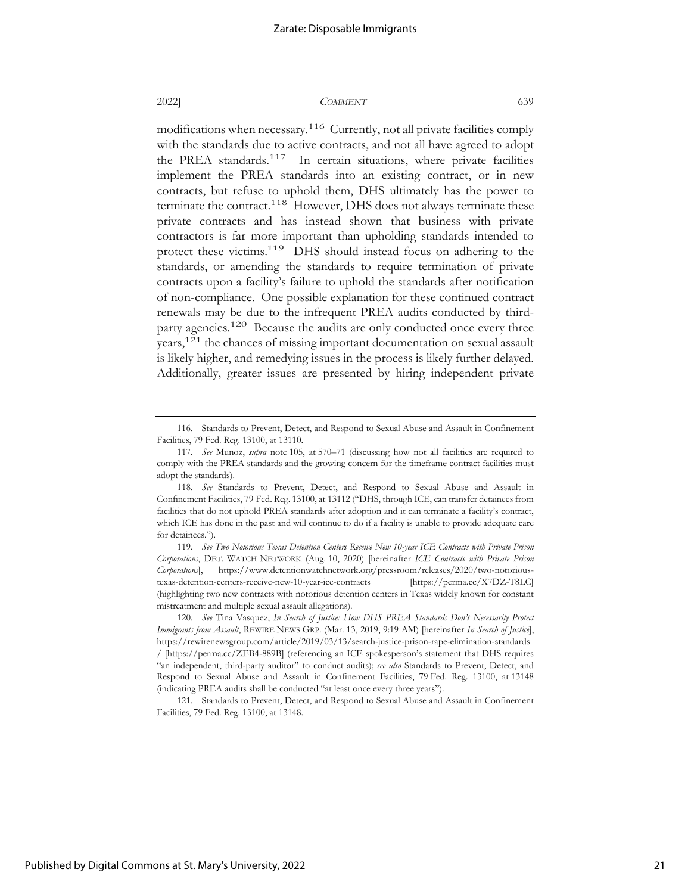modifications when necessary.[116] Currently, not all private facilities comply with the standards due to active contracts, and not all have agreed to adopt the PREA standards.[117] In certain situations, where private facilities implement the PREA standards into an existing contract, or in new contracts, but refuse to uphold them, DHS ultimately has the power to terminate the contract.[118] However, DHS does not always terminate these private contracts and has instead shown that business with private contractors is far more important than upholding standards intended to protect these victims.[119] DHS should instead focus on adhering to the standards, or amending the standards to require termination of private contracts upon a facility's failure to uphold the standards after notification of non-compliance. One possible explanation for these continued contract renewals may be due to the infrequent PREA audits conducted by third-party agencies.[120] Because the audits are only conducted once every three years,[121] the chances of missing important documentation on sexual assault is likely higher, and remedying issues in the process is likely further delayed. Additionally, greater issues are presented by hiring independent private

---

116. Standards to Prevent, Detect, and Respond to Sexual Abuse and Assault in Confinement Facilities, 79 Fed. Reg. 13100, at 13110.

117. *See* Munoz, *supra* note 105, at 570–71 (discussing how not all facilities are required to comply with the PREA standards and the growing concern for the timeframe contract facilities must adopt the standards).

118. *See* Standards to Prevent, Detect, and Respond to Sexual Abuse and Assault in Confinement Facilities, 79 Fed. Reg. 13100, at 13112 ("DHS, through ICE, can transfer detainees from facilities that do not uphold PREA standards after adoption and it can terminate a facility's contract, which ICE has done in the past and will continue to do if a facility is unable to provide adequate care for detainees.").

119. *See Two Notorious Texas Detention Centers Receive New 10-year ICE Contracts with Private Prison Corporations*, DET. WATCH NETWORK (Aug. 10, 2020) [hereinafter *ICE Contracts with Private Prison Corporations*], https://www.detentionwatchnetwork.org/pressroom/releases/2020/two-notorious-texas-detention-centers-receive-new-10-year-ice-contracts [https://perma.cc/X7DZ-T8LC] (highlighting two new contracts with notorious detention centers in Texas widely known for constant mistreatment and multiple sexual assault allegations).

120. *See* Tina Vasquez, *In Search of Justice: How DHS PREA Standards Don't Necessarily Protect Immigrants from Assault*, REWIRE NEWS GRP. (Mar. 13, 2019, 9:19 AM) [hereinafter *In Search of Justice*], https://rewirenewsgroup.com/article/2019/03/13/search-justice-prison-rape-elimination-standards/ [https://perma.cc/ZEB4-889B] (referencing an ICE spokesperson's statement that DHS requires "an independent, third-party auditor" to conduct audits); *see also* Standards to Prevent, Detect, and Respond to Sexual Abuse and Assault in Confinement Facilities, 79 Fed. Reg. 13100, at 13148 (indicating PREA audits shall be conducted "at least once every three years").

121. Standards to Prevent, Detect, and Respond to Sexual Abuse and Assault in Confinement Facilities, 79 Fed. Reg. 13100, at 13148.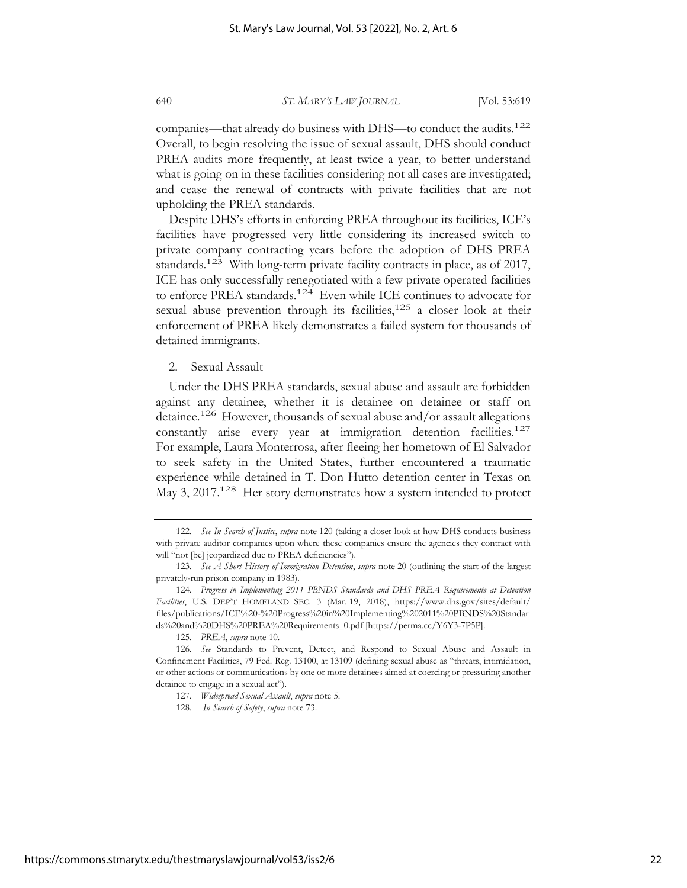companies—that already do business with DHS—to conduct the audits.[122] Overall, to begin resolving the issue of sexual assault, DHS should conduct PREA audits more frequently, at least twice a year, to better understand what is going on in these facilities considering not all cases are investigated; and cease the renewal of contracts with private facilities that are not upholding the PREA standards.

Despite DHS's efforts in enforcing PREA throughout its facilities, ICE's facilities have progressed very little considering its increased switch to private company contracting years before the adoption of DHS PREA standards.[123] With long-term private facility contracts in place, as of 2017, ICE has only successfully renegotiated with a few private operated facilities to enforce PREA standards.[124] Even while ICE continues to advocate for sexual abuse prevention through its facilities,[125] a closer look at their enforcement of PREA likely demonstrates a failed system for thousands of detained immigrants.

2. Sexual Assault

Under the DHS PREA standards, sexual abuse and assault are forbidden against any detainee, whether it is detainee on detainee or staff on detainee.[126] However, thousands of sexual abuse and/or assault allegations constantly arise every year at immigration detention facilities.[127] For example, Laura Monterrosa, after fleeing her hometown of El Salvador to seek safety in the United States, further encountered a traumatic experience while detained in T. Don Hutto detention center in Texas on May 3, 2017.[128] Her story demonstrates how a system intended to protect

---

122. *See In Search of Justice*, *supra* note 120 (taking a closer look at how DHS conducts business with private auditor companies upon where these companies ensure the agencies they contract with will "not [be] jeopardized due to PREA deficiencies").

123. *See A Short History of Immigration Detention*, *supra* note 20 (outlining the start of the largest privately-run prison company in 1983).

124. *Progress in Implementing 2011 PBNDS Standards and DHS PREA Requirements at Detention Facilities*, U.S. DEP'T HOMELAND SEC. 3 (Mar. 19, 2018), https://www.dhs.gov/sites/default/files/publications/ICE%20-%20Progress%20in%20Implementing%202011%20PBNDS%20Standards%20and%20DHS%20PREA%20Requirements_0.pdf [https://perma.cc/Y6Y3-7P5P].

125. *PREA*, *supra* note 10.

126. *See* Standards to Prevent, Detect, and Respond to Sexual Abuse and Assault in Confinement Facilities, 79 Fed. Reg. 13100, at 13109 (defining sexual abuse as "threats, intimidation, or other actions or communications by one or more detainees aimed at coercing or pressuring another detainee to engage in a sexual act").

127. *Widespread Sexual Assault*, *supra* note 5.

128. *In Search of Safety*, *supra* note 73.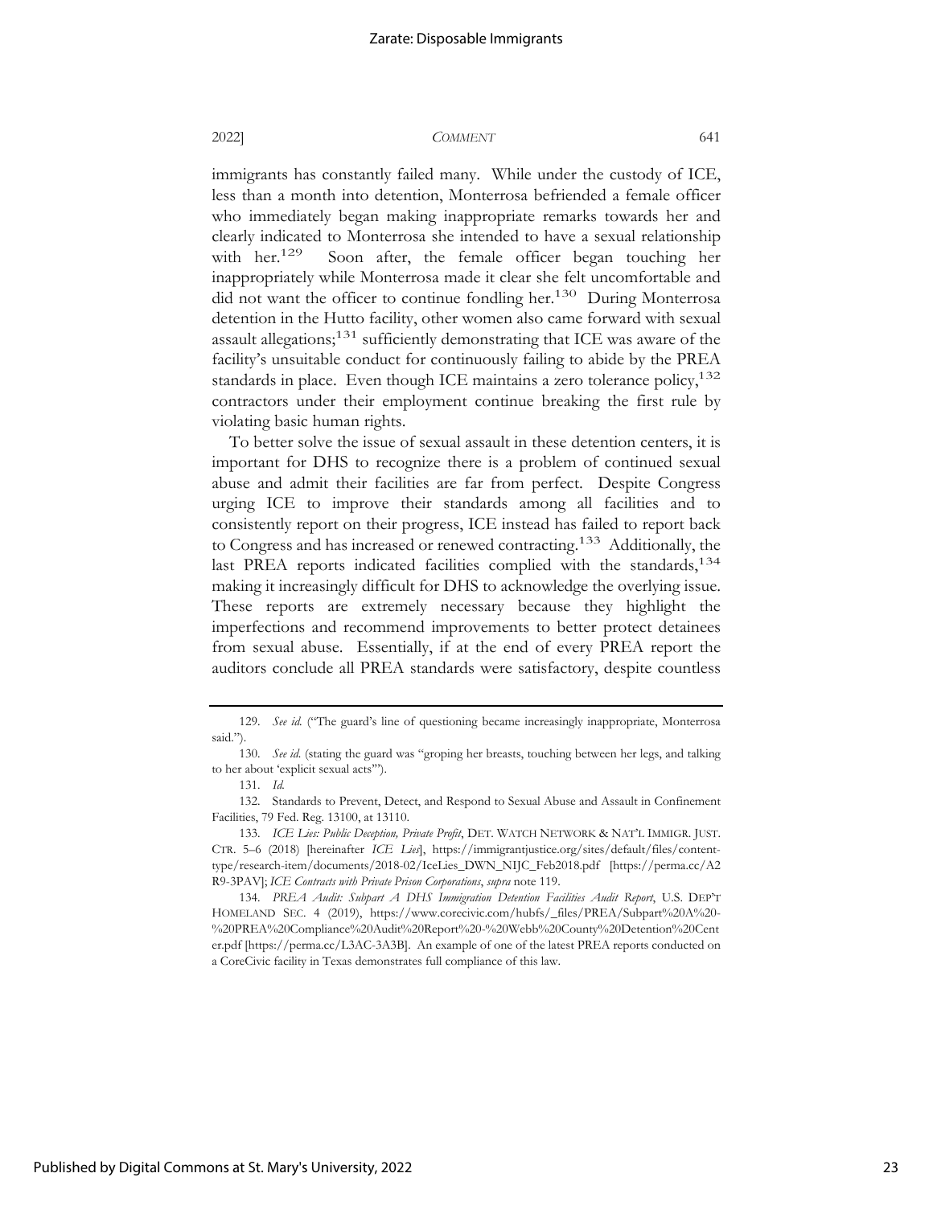immigrants has constantly failed many. While under the custody of ICE, less than a month into detention, Monterrosa befriended a female officer who immediately began making inappropriate remarks towards her and clearly indicated to Monterrosa she intended to have a sexual relationship with her.[129] Soon after, the female officer began touching her inappropriately while Monterrosa made it clear she felt uncomfortable and did not want the officer to continue fondling her.[130] During Monterrosa detention in the Hutto facility, other women also came forward with sexual assault allegations;[131] sufficiently demonstrating that ICE was aware of the facility's unsuitable conduct for continuously failing to abide by the PREA standards in place. Even though ICE maintains a zero tolerance policy,[132] contractors under their employment continue breaking the first rule by violating basic human rights.

To better solve the issue of sexual assault in these detention centers, it is important for DHS to recognize there is a problem of continued sexual abuse and admit their facilities are far from perfect. Despite Congress urging ICE to improve their standards among all facilities and to consistently report on their progress, ICE instead has failed to report back to Congress and has increased or renewed contracting.[133] Additionally, the last PREA reports indicated facilities complied with the standards,[134] making it increasingly difficult for DHS to acknowledge the overlying issue. These reports are extremely necessary because they highlight the imperfections and recommend improvements to better protect detainees from sexual abuse. Essentially, if at the end of every PREA report the auditors conclude all PREA standards were satisfactory, despite countless

---

129. *See id.* ("The guard's line of questioning became increasingly inappropriate, Monterrosa said.").

130. *See id.* (stating the guard was "groping her breasts, touching between her legs, and talking to her about 'explicit sexual acts'").

131. *Id.*

132. Standards to Prevent, Detect, and Respond to Sexual Abuse and Assault in Confinement Facilities, 79 Fed. Reg. 13100, at 13110.

133. *ICE Lies: Public Deception, Private Profit*, DET. WATCH NETWORK & NAT'L IMMIGR. JUST. CTR. 5–6 (2018) [hereinafter *ICE Lies*], https://immigrantjustice.org/sites/default/files/content-type/research-item/documents/2018-02/IceLies_DWN_NIJC_Feb2018.pdf [https://perma.cc/A2R9-3PAV]; *ICE Contracts with Private Prison Corporations*, *supra* note 119.

134. *PREA Audit: Subpart A DHS Immigration Detention Facilities Audit Report*, U.S. DEP'T HOMELAND SEC. 4 (2019), https://www.corecivic.com/hubfs/_files/PREA/Subpart%20A%20-%20PREA%20Compliance%20Audit%20Report%20-%20Webb%20County%20Detention%20Center.pdf [https://perma.cc/L3AC-3A3B]. An example of one of the latest PREA reports conducted on a CoreCivic facility in Texas demonstrates full compliance of this law.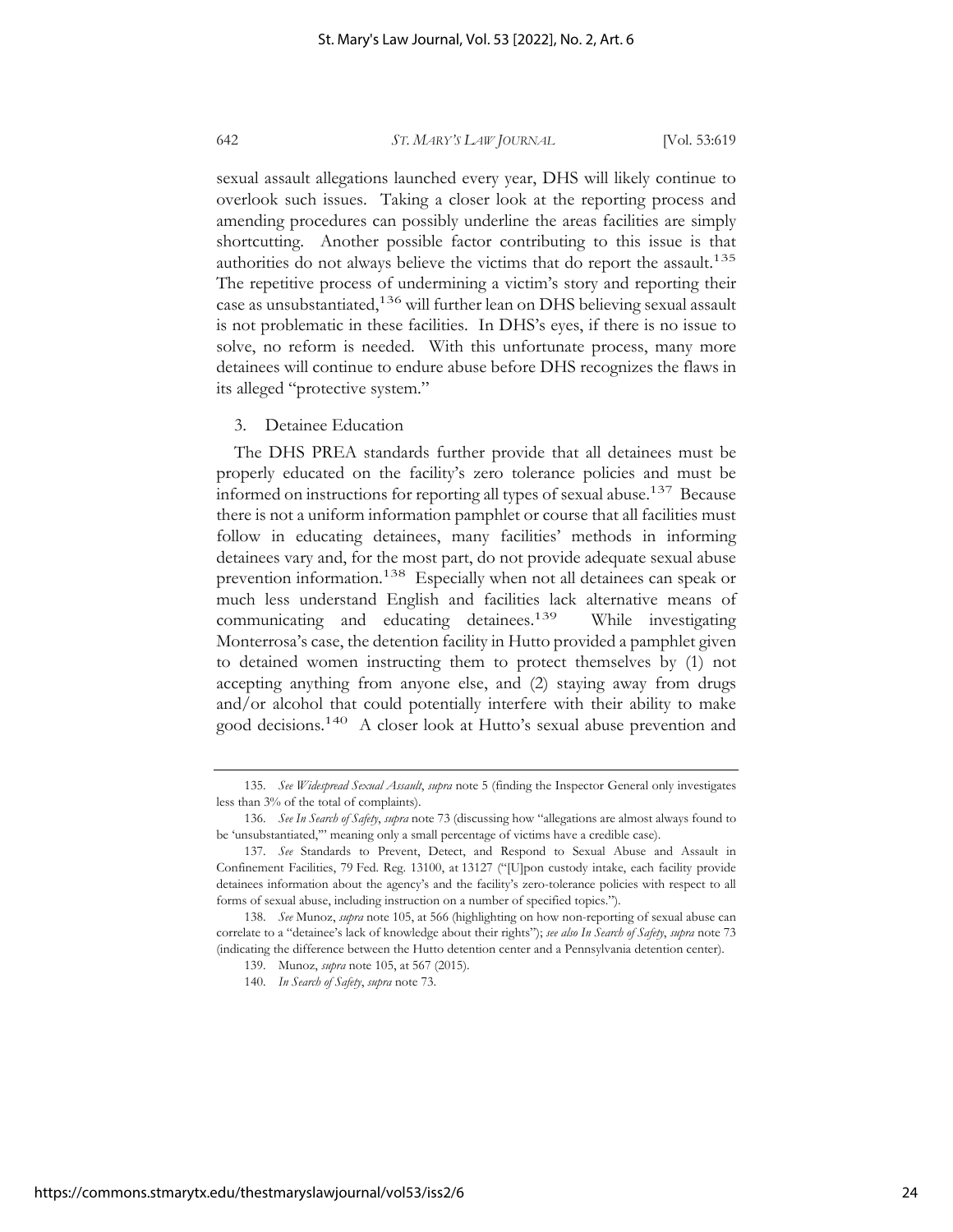sexual assault allegations launched every year, DHS will likely continue to overlook such issues. Taking a closer look at the reporting process and amending procedures can possibly underline the areas facilities are simply shortcutting. Another possible factor contributing to this issue is that authorities do not always believe the victims that do report the assault.[135] The repetitive process of undermining a victim's story and reporting their case as unsubstantiated,[136] will further lean on DHS believing sexual assault is not problematic in these facilities. In DHS's eyes, if there is no issue to solve, no reform is needed. With this unfortunate process, many more detainees will continue to endure abuse before DHS recognizes the flaws in its alleged "protective system."

### 3. Detainee Education

The DHS PREA standards further provide that all detainees must be properly educated on the facility's zero tolerance policies and must be informed on instructions for reporting all types of sexual abuse.[137] Because there is not a uniform information pamphlet or course that all facilities must follow in educating detainees, many facilities' methods in informing detainees vary and, for the most part, do not provide adequate sexual abuse prevention information.[138] Especially when not all detainees can speak or much less understand English and facilities lack alternative means of communicating and educating detainees.[139] While investigating Monterrosa's case, the detention facility in Hutto provided a pamphlet given to detained women instructing them to protect themselves by (1) not accepting anything from anyone else, and (2) staying away from drugs and/or alcohol that could potentially interfere with their ability to make good decisions.[140] A closer look at Hutto's sexual abuse prevention and

---

135. *See Widespread Sexual Assault*, *supra* note 5 (finding the Inspector General only investigates less than 3% of the total of complaints).

136. *See In Search of Safety*, *supra* note 73 (discussing how "allegations are almost always found to be 'unsubstantiated,'" meaning only a small percentage of victims have a credible case).

137. *See* Standards to Prevent, Detect, and Respond to Sexual Abuse and Assault in Confinement Facilities, 79 Fed. Reg. 13100, at 13127 ("[U]pon custody intake, each facility provide detainees information about the agency's and the facility's zero-tolerance policies with respect to all forms of sexual abuse, including instruction on a number of specified topics.").

138. *See* Munoz, *supra* note 105, at 566 (highlighting on how non-reporting of sexual abuse can correlate to a "detainee's lack of knowledge about their rights"); *see also In Search of Safety*, *supra* note 73 (indicating the difference between the Hutto detention center and a Pennsylvania detention center).

139. Munoz, *supra* note 105, at 567 (2015).

140. *In Search of Safety*, *supra* note 73.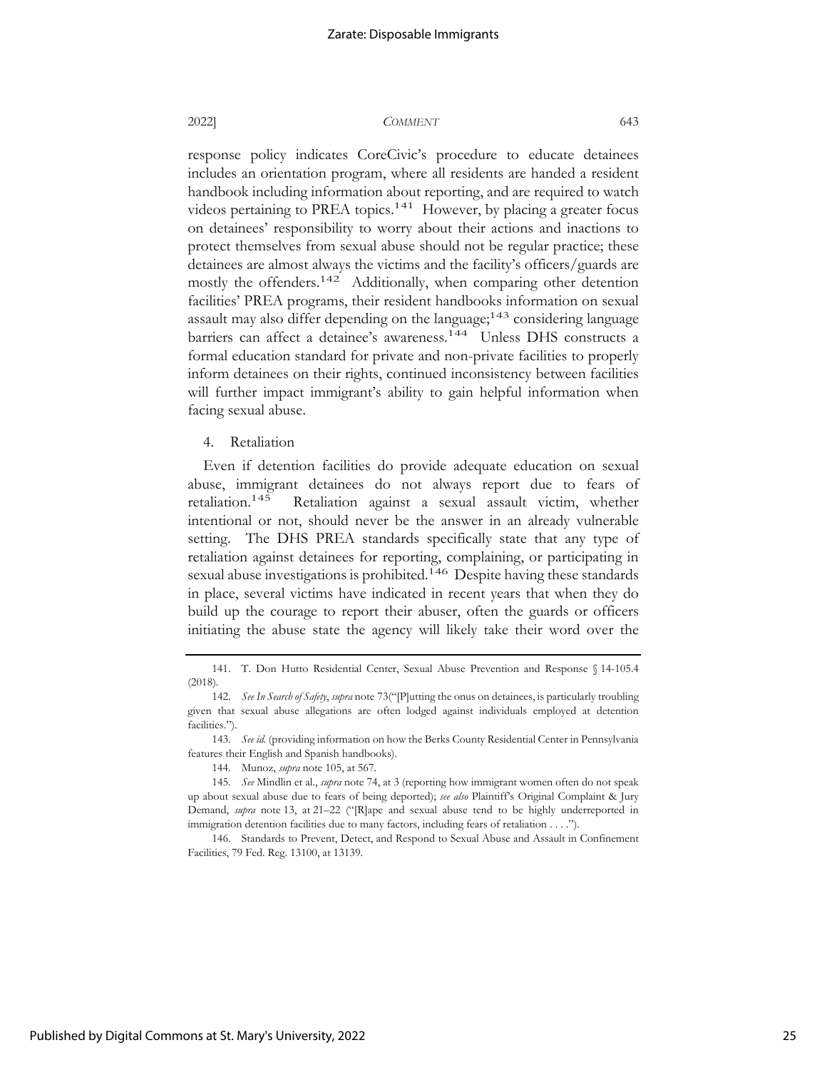response policy indicates CoreCivic's procedure to educate detainees includes an orientation program, where all residents are handed a resident handbook including information about reporting, and are required to watch videos pertaining to PREA topics.[141] However, by placing a greater focus on detainees' responsibility to worry about their actions and inactions to protect themselves from sexual abuse should not be regular practice; these detainees are almost always the victims and the facility's officers/guards are mostly the offenders.[142] Additionally, when comparing other detention facilities' PREA programs, their resident handbooks information on sexual assault may also differ depending on the language;[143] considering language barriers can affect a detainee's awareness.[144] Unless DHS constructs a formal education standard for private and non-private facilities to properly inform detainees on their rights, continued inconsistency between facilities will further impact immigrant's ability to gain helpful information when facing sexual abuse.

4. Retaliation

Even if detention facilities do provide adequate education on sexual abuse, immigrant detainees do not always report due to fears of retaliation.[145] Retaliation against a sexual assault victim, whether intentional or not, should never be the answer in an already vulnerable setting. The DHS PREA standards specifically state that any type of retaliation against detainees for reporting, complaining, or participating in sexual abuse investigations is prohibited.[146] Despite having these standards in place, several victims have indicated in recent years that when they do build up the courage to report their abuser, often the guards or officers initiating the abuse state the agency will likely take their word over the

---

141. T. Don Hutto Residential Center, Sexual Abuse Prevention and Response § 14-105.4 (2018).

142. *See In Search of Safety*, *supra* note 73("[P]utting the onus on detainees, is particularly troubling given that sexual abuse allegations are often lodged against individuals employed at detention facilities.").

143. *See id.* (providing information on how the Berks County Residential Center in Pennsylvania features their English and Spanish handbooks).

144. Munoz, *supra* note 105, at 567.

145. *See* Mindlin et al., *supra* note 74, at 3 (reporting how immigrant women often do not speak up about sexual abuse due to fears of being deported); *see also* Plaintiff's Original Complaint & Jury Demand, *supra* note 13, at 21–22 ("[R]ape and sexual abuse tend to be highly underreported in immigration detention facilities due to many factors, including fears of retaliation . . . .").

146. Standards to Prevent, Detect, and Respond to Sexual Abuse and Assault in Confinement Facilities, 79 Fed. Reg. 13100, at 13139.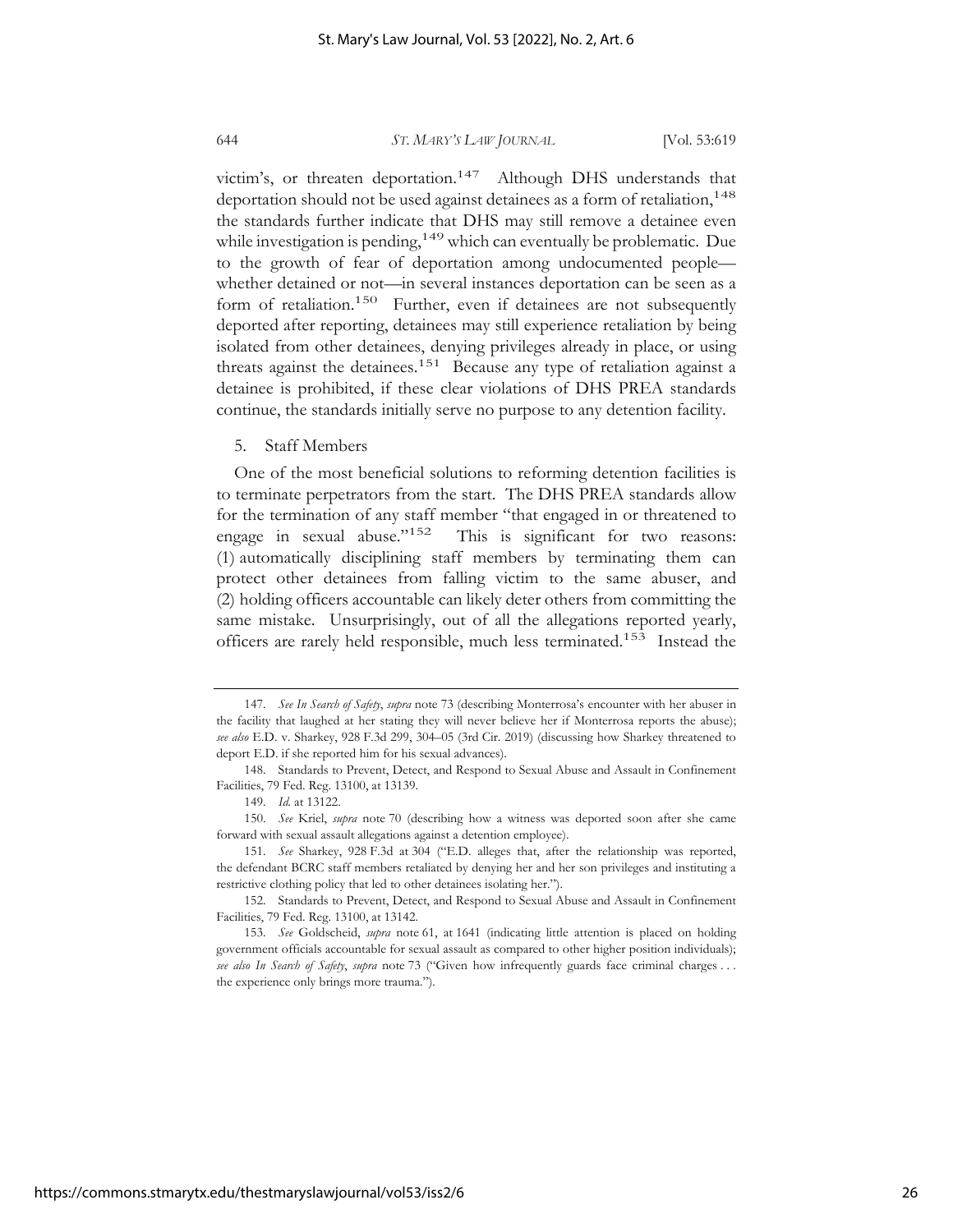victim's, or threaten deportation.[147] Although DHS understands that deportation should not be used against detainees as a form of retaliation,[148] the standards further indicate that DHS may still remove a detainee even while investigation is pending,[149] which can eventually be problematic. Due to the growth of fear of deportation among undocumented people—whether detained or not—in several instances deportation can be seen as a form of retaliation.[150] Further, even if detainees are not subsequently deported after reporting, detainees may still experience retaliation by being isolated from other detainees, denying privileges already in place, or using threats against the detainees.[151] Because any type of retaliation against a detainee is prohibited, if these clear violations of DHS PREA standards continue, the standards initially serve no purpose to any detention facility.

5. Staff Members

One of the most beneficial solutions to reforming detention facilities is to terminate perpetrators from the start. The DHS PREA standards allow for the termination of any staff member "that engaged in or threatened to engage in sexual abuse."[152] This is significant for two reasons: (1) automatically disciplining staff members by terminating them can protect other detainees from falling victim to the same abuser, and (2) holding officers accountable can likely deter others from committing the same mistake. Unsurprisingly, out of all the allegations reported yearly, officers are rarely held responsible, much less terminated.[153] Instead the

---

147. *See In Search of Safety*, *supra* note 73 (describing Monterrosa's encounter with her abuser in the facility that laughed at her stating they will never believe her if Monterrosa reports the abuse); *see also* E.D. v. Sharkey, 928 F.3d 299, 304–05 (3rd Cir. 2019) (discussing how Sharkey threatened to deport E.D. if she reported him for his sexual advances).

148. Standards to Prevent, Detect, and Respond to Sexual Abuse and Assault in Confinement Facilities, 79 Fed. Reg. 13100, at 13139.

149. *Id.* at 13122.

150. *See* Kriel, *supra* note 70 (describing how a witness was deported soon after she came forward with sexual assault allegations against a detention employee).

151. *See* Sharkey, 928 F.3d at 304 ("E.D. alleges that, after the relationship was reported, the defendant BCRC staff members retaliated by denying her and her son privileges and instituting a restrictive clothing policy that led to other detainees isolating her.").

152. Standards to Prevent, Detect, and Respond to Sexual Abuse and Assault in Confinement Facilities, 79 Fed. Reg. 13100, at 13142.

153. *See* Goldscheid, *supra* note 61, at 1641 (indicating little attention is placed on holding government officials accountable for sexual assault as compared to other higher position individuals); *see also In Search of Safety*, *supra* note 73 ("Given how infrequently guards face criminal charges . . . the experience only brings more trauma.").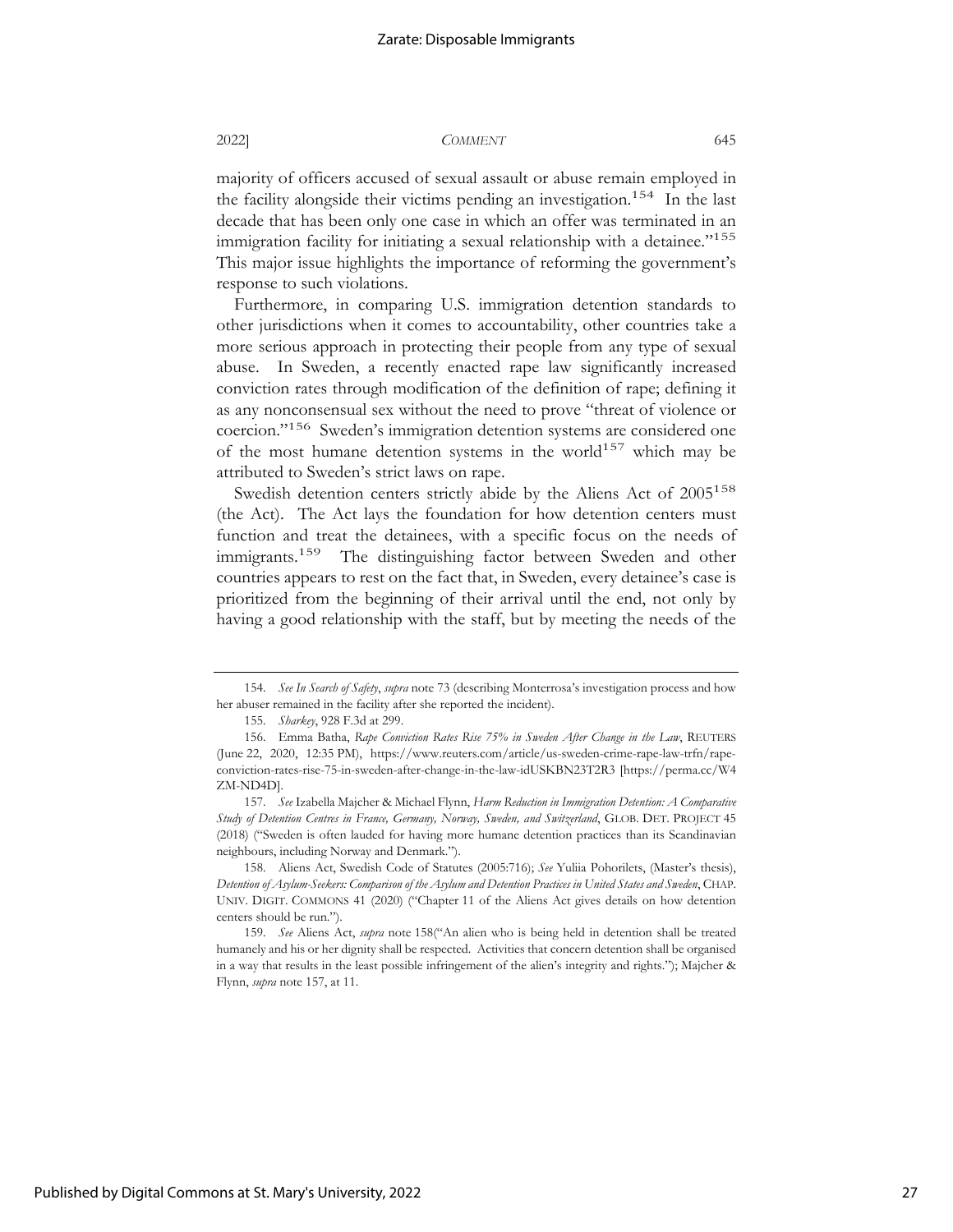majority of officers accused of sexual assault or abuse remain employed in the facility alongside their victims pending an investigation.[154] In the last decade that has been only one case in which an offer was terminated in an immigration facility for initiating a sexual relationship with a detainee."[155] This major issue highlights the importance of reforming the government's response to such violations.

Furthermore, in comparing U.S. immigration detention standards to other jurisdictions when it comes to accountability, other countries take a more serious approach in protecting their people from any type of sexual abuse. In Sweden, a recently enacted rape law significantly increased conviction rates through modification of the definition of rape; defining it as any nonconsensual sex without the need to prove "threat of violence or coercion."[156] Sweden's immigration detention systems are considered one of the most humane detention systems in the world[157] which may be attributed to Sweden's strict laws on rape.

Swedish detention centers strictly abide by the Aliens Act of 2005[158] (the Act). The Act lays the foundation for how detention centers must function and treat the detainees, with a specific focus on the needs of immigrants.[159] The distinguishing factor between Sweden and other countries appears to rest on the fact that, in Sweden, every detainee's case is prioritized from the beginning of their arrival until the end, not only by having a good relationship with the staff, but by meeting the needs of the

---

154. *See In Search of Safety*, *supra* note 73 (describing Monterrosa's investigation process and how her abuser remained in the facility after she reported the incident).

155. *Sharkey*, 928 F.3d at 299.

156. Emma Batha, *Rape Conviction Rates Rise 75% in Sweden After Change in the Law*, REUTERS (June 22, 2020, 12:35 PM), https://www.reuters.com/article/us-sweden-crime-rape-law-trfn/rape-conviction-rates-rise-75-in-sweden-after-change-in-the-law-idUSKBN23T2R3 [https://perma.cc/W4ZM-ND4D].

157. *See* Izabella Majcher & Michael Flynn, *Harm Reduction in Immigration Detention: A Comparative Study of Detention Centres in France, Germany, Norway, Sweden, and Switzerland*, GLOB. DET. PROJECT 45 (2018) ("Sweden is often lauded for having more humane detention practices than its Scandinavian neighbours, including Norway and Denmark.").

158. Aliens Act, Swedish Code of Statutes (2005:716); *See* Yuliia Pohorilets, (Master's thesis), *Detention of Asylum-Seekers: Comparison of the Asylum and Detention Practices in United States and Sweden*, CHAP. UNIV. DIGIT. COMMONS 41 (2020) ("Chapter 11 of the Aliens Act gives details on how detention centers should be run.").

159. *See* Aliens Act, *supra* note 158("An alien who is being held in detention shall be treated humanely and his or her dignity shall be respected. Activities that concern detention shall be organised in a way that results in the least possible infringement of the alien's integrity and rights."); Majcher & Flynn, *supra* note 157, at 11.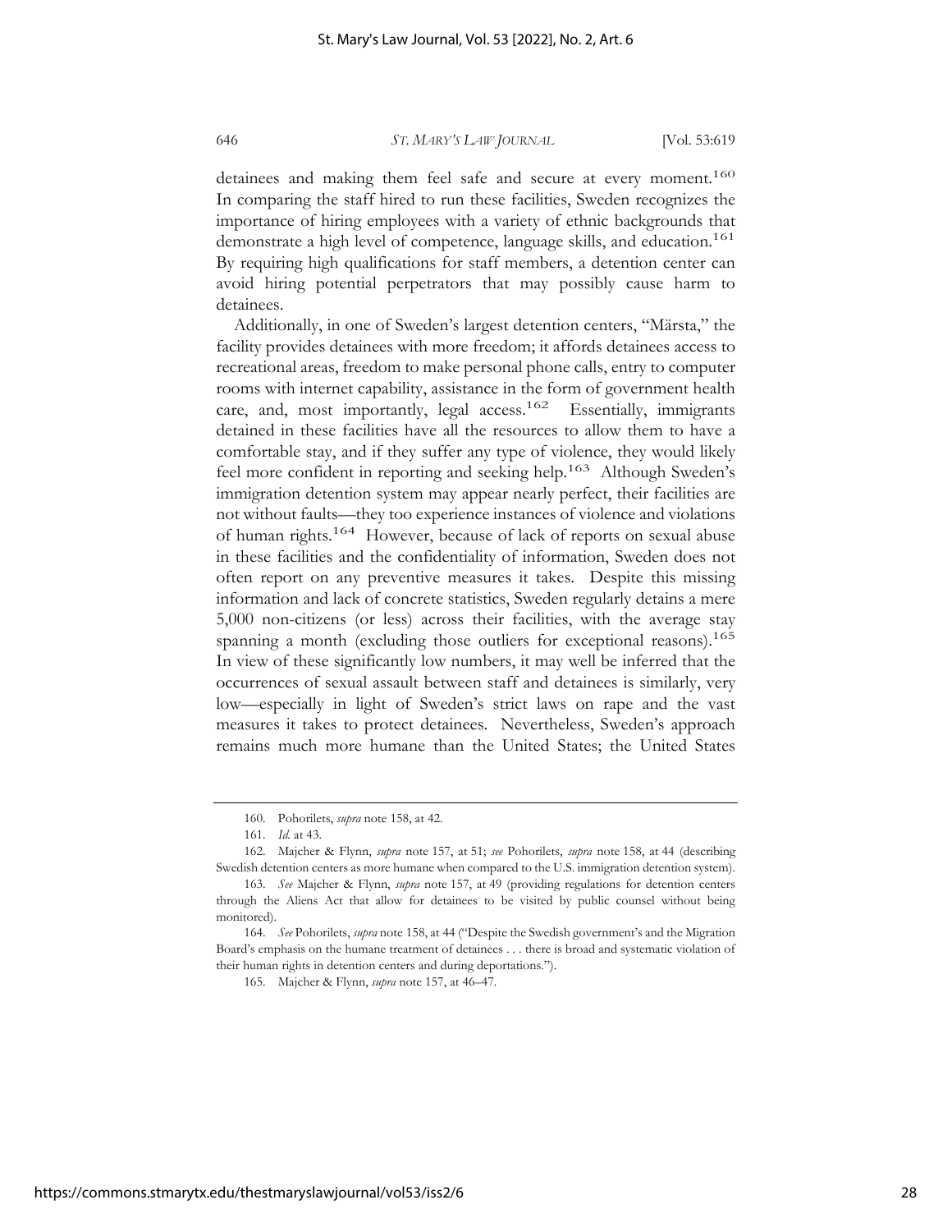detainees and making them feel safe and secure at every moment.[160] In comparing the staff hired to run these facilities, Sweden recognizes the importance of hiring employees with a variety of ethnic backgrounds that demonstrate a high level of competence, language skills, and education.[161] By requiring high qualifications for staff members, a detention center can avoid hiring potential perpetrators that may possibly cause harm to detainees.

Additionally, in one of Sweden's largest detention centers, "Märsta," the facility provides detainees with more freedom; it affords detainees access to recreational areas, freedom to make personal phone calls, entry to computer rooms with internet capability, assistance in the form of government health care, and, most importantly, legal access.[162] Essentially, immigrants detained in these facilities have all the resources to allow them to have a comfortable stay, and if they suffer any type of violence, they would likely feel more confident in reporting and seeking help.[163] Although Sweden's immigration detention system may appear nearly perfect, their facilities are not without faults—they too experience instances of violence and violations of human rights.[164] However, because of lack of reports on sexual abuse in these facilities and the confidentiality of information, Sweden does not often report on any preventive measures it takes. Despite this missing information and lack of concrete statistics, Sweden regularly detains a mere 5,000 non-citizens (or less) across their facilities, with the average stay spanning a month (excluding those outliers for exceptional reasons).[165] In view of these significantly low numbers, it may well be inferred that the occurrences of sexual assault between staff and detainees is similarly, very low—especially in light of Sweden's strict laws on rape and the vast measures it takes to protect detainees. Nevertheless, Sweden's approach remains much more humane than the United States; the United States

---

160. Pohorilets, *supra* note 158, at 42.

161. *Id.* at 43.

162. Majcher & Flynn, *supra* note 157, at 51; *see* Pohorilets, *supra* note 158, at 44 (describing Swedish detention centers as more humane when compared to the U.S. immigration detention system).

163. *See* Majcher & Flynn, *supra* note 157, at 49 (providing regulations for detention centers through the Aliens Act that allow for detainees to be visited by public counsel without being monitored).

164. *See* Pohorilets, *supra* note 158, at 44 ("Despite the Swedish government's and the Migration Board's emphasis on the humane treatment of detainees . . . there is broad and systematic violation of their human rights in detention centers and during deportations.").

165. Majcher & Flynn, *supra* note 157, at 46–47.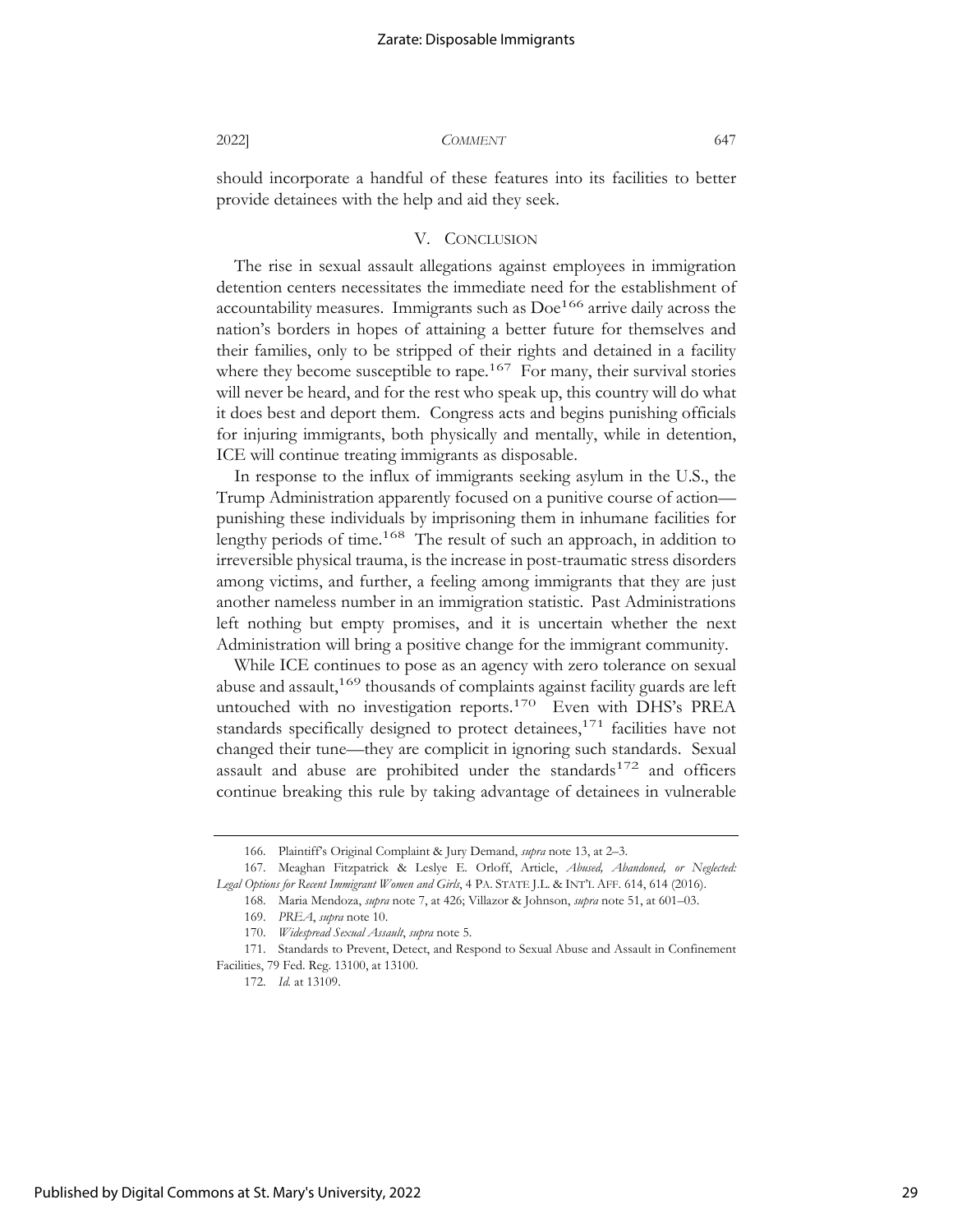should incorporate a handful of these features into its facilities to better provide detainees with the help and aid they seek.

## V. Conclusion

The rise in sexual assault allegations against employees in immigration detention centers necessitates the immediate need for the establishment of accountability measures. Immigrants such as Doe[166] arrive daily across the nation's borders in hopes of attaining a better future for themselves and their families, only to be stripped of their rights and detained in a facility where they become susceptible to rape.[167] For many, their survival stories will never be heard, and for the rest who speak up, this country will do what it does best and deport them. Congress acts and begins punishing officials for injuring immigrants, both physically and mentally, while in detention, ICE will continue treating immigrants as disposable.

In response to the influx of immigrants seeking asylum in the U.S., the Trump Administration apparently focused on a punitive course of action—punishing these individuals by imprisoning them in inhumane facilities for lengthy periods of time.[168] The result of such an approach, in addition to irreversible physical trauma, is the increase in post-traumatic stress disorders among victims, and further, a feeling among immigrants that they are just another nameless number in an immigration statistic. Past Administrations left nothing but empty promises, and it is uncertain whether the next Administration will bring a positive change for the immigrant community.

While ICE continues to pose as an agency with zero tolerance on sexual abuse and assault,[169] thousands of complaints against facility guards are left untouched with no investigation reports.[170] Even with DHS's PREA standards specifically designed to protect detainees,[171] facilities have not changed their tune—they are complicit in ignoring such standards. Sexual assault and abuse are prohibited under the standards[172] and officers continue breaking this rule by taking advantage of detainees in vulnerable

---

166. Plaintiff's Original Complaint & Jury Demand, *supra* note 13, at 2–3.

167. Meaghan Fitzpatrick & Leslye E. Orloff, Article, *Abused, Abandoned, or Neglected: Legal Options for Recent Immigrant Women and Girls*, 4 PA. STATE J.L. & INT'L AFF. 614, 614 (2016).

168. Maria Mendoza, *supra* note 7, at 426; Villazor & Johnson, *supra* note 51, at 601–03.

169. *PREA*, *supra* note 10.

170. *Widespread Sexual Assault*, *supra* note 5.

171. Standards to Prevent, Detect, and Respond to Sexual Abuse and Assault in Confinement Facilities, 79 Fed. Reg. 13100, at 13100.

172. *Id.* at 13109.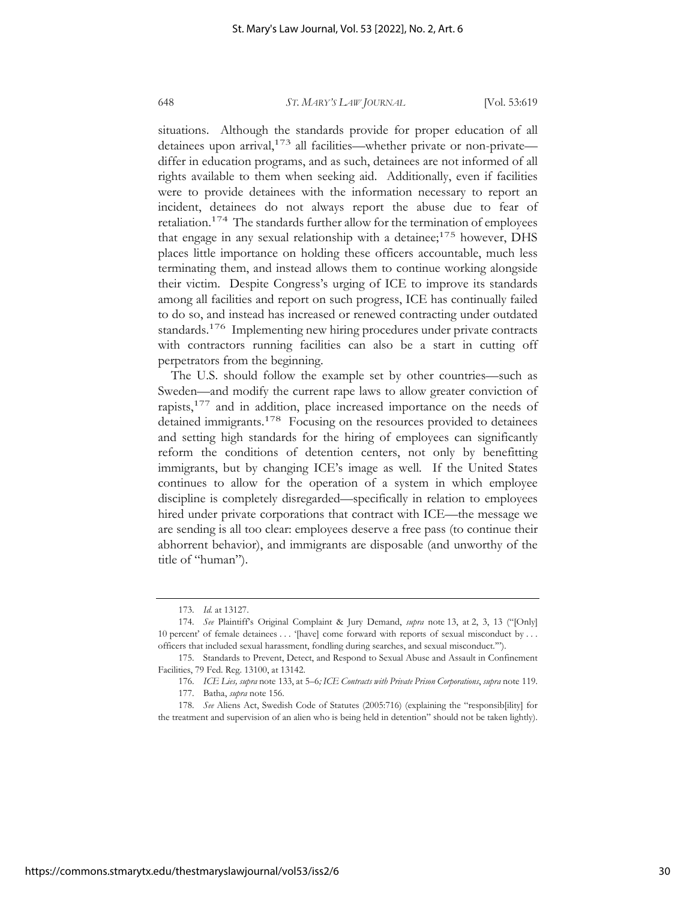situations. Although the standards provide for proper education of all detainees upon arrival,[173] all facilities—whether private or non-private—differ in education programs, and as such, detainees are not informed of all rights available to them when seeking aid. Additionally, even if facilities were to provide detainees with the information necessary to report an incident, detainees do not always report the abuse due to fear of retaliation.[174] The standards further allow for the termination of employees that engage in any sexual relationship with a detainee;[175] however, DHS places little importance on holding these officers accountable, much less terminating them, and instead allows them to continue working alongside their victim. Despite Congress's urging of ICE to improve its standards among all facilities and report on such progress, ICE has continually failed to do so, and instead has increased or renewed contracting under outdated standards.[176] Implementing new hiring procedures under private contracts with contractors running facilities can also be a start in cutting off perpetrators from the beginning.

The U.S. should follow the example set by other countries—such as Sweden—and modify the current rape laws to allow greater conviction of rapists,[177] and in addition, place increased importance on the needs of detained immigrants.[178] Focusing on the resources provided to detainees and setting high standards for the hiring of employees can significantly reform the conditions of detention centers, not only by benefitting immigrants, but by changing ICE's image as well. If the United States continues to allow for the operation of a system in which employee discipline is completely disregarded—specifically in relation to employees hired under private corporations that contract with ICE—the message we are sending is all too clear: employees deserve a free pass (to continue their abhorrent behavior), and immigrants are disposable (and unworthy of the title of "human").

---

173. *Id.* at 13127.

174. *See* Plaintiff's Original Complaint & Jury Demand, *supra* note 13, at 2, 3, 13 ("[Only] 10 percent' of female detainees . . . '[have] come forward with reports of sexual misconduct by . . . officers that included sexual harassment, fondling during searches, and sexual misconduct.'").

175. Standards to Prevent, Detect, and Respond to Sexual Abuse and Assault in Confinement Facilities, 79 Fed. Reg. 13100, at 13142.

176. *ICE Lies, supra* note 133, at 5–6*; ICE Contracts with Private Prison Corporations*, *supra* note 119.

177. Batha, *supra* note 156.

178. *See* Aliens Act, Swedish Code of Statutes (2005:716) (explaining the "responsib[ility] for the treatment and supervision of an alien who is being held in detention" should not be taken lightly).